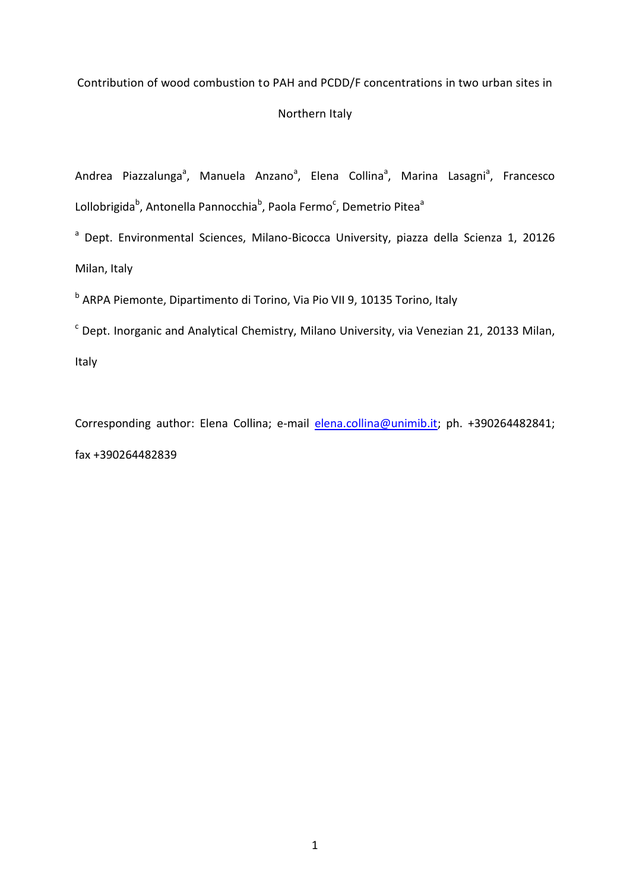# Contribution of wood combustion to PAH and PCDD/F concentrations in two urban sites in Northern Italy

Andrea Piazzalunga[a], Manuela Anzano[a], Elena Collina[a], Marina Lasagni[a], Francesco Lollobrigida[b], Antonella Pannocchia[b], Paola Fermo[c], Demetrio Pitea[a]

[a] Dept. Environmental Sciences, Milano-Bicocca University, piazza della Scienza 1, 20126 Milan, Italy

[b] ARPA Piemonte, Dipartimento di Torino, Via Pio VII 9, 10135 Torino, Italy

[c] Dept. Inorganic and Analytical Chemistry, Milano University, via Venezian 21, 20133 Milan, Italy

Corresponding author: Elena Collina; e-mail elena.collina@unimib.it; ph. +390264482841; fax +390264482839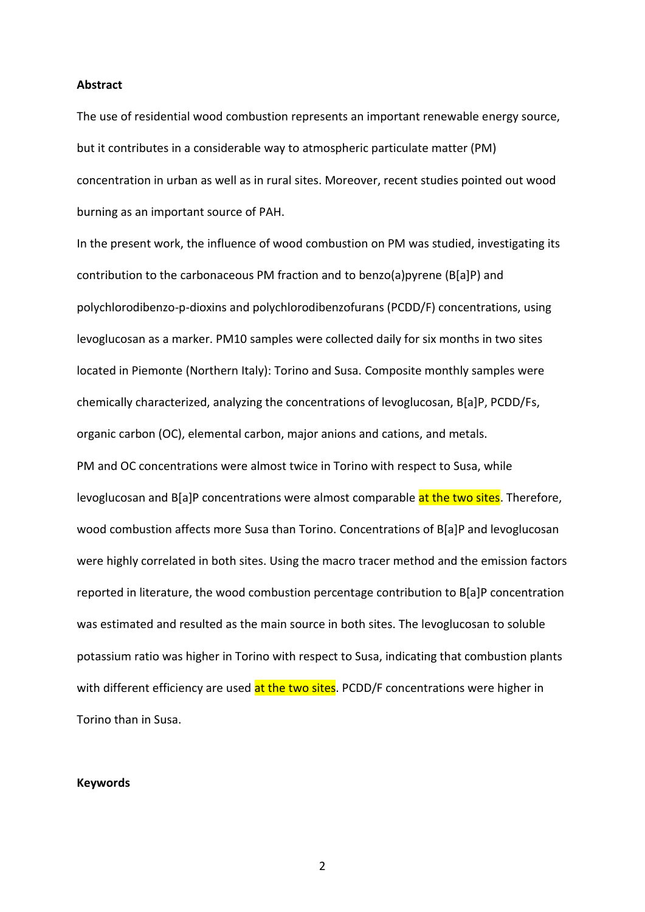**Abstract**

The use of residential wood combustion represents an important renewable energy source, but it contributes in a considerable way to atmospheric particulate matter (PM) concentration in urban as well as in rural sites. Moreover, recent studies pointed out wood burning as an important source of PAH.

In the present work, the influence of wood combustion on PM was studied, investigating its contribution to the carbonaceous PM fraction and to benzo(a)pyrene (B[a]P) and polychlorodibenzo-p-dioxins and polychlorodibenzofurans (PCDD/F) concentrations, using levoglucosan as a marker. PM10 samples were collected daily for six months in two sites located in Piemonte (Northern Italy): Torino and Susa. Composite monthly samples were chemically characterized, analyzing the concentrations of levoglucosan, B[a]P, PCDD/Fs, organic carbon (OC), elemental carbon, major anions and cations, and metals.

PM and OC concentrations were almost twice in Torino with respect to Susa, while levoglucosan and B[a]P concentrations were almost comparable at the two sites. Therefore, wood combustion affects more Susa than Torino. Concentrations of B[a]P and levoglucosan were highly correlated in both sites. Using the macro tracer method and the emission factors reported in literature, the wood combustion percentage contribution to B[a]P concentration was estimated and resulted as the main source in both sites. The levoglucosan to soluble potassium ratio was higher in Torino with respect to Susa, indicating that combustion plants with different efficiency are used at the two sites. PCDD/F concentrations were higher in Torino than in Susa.

**Keywords**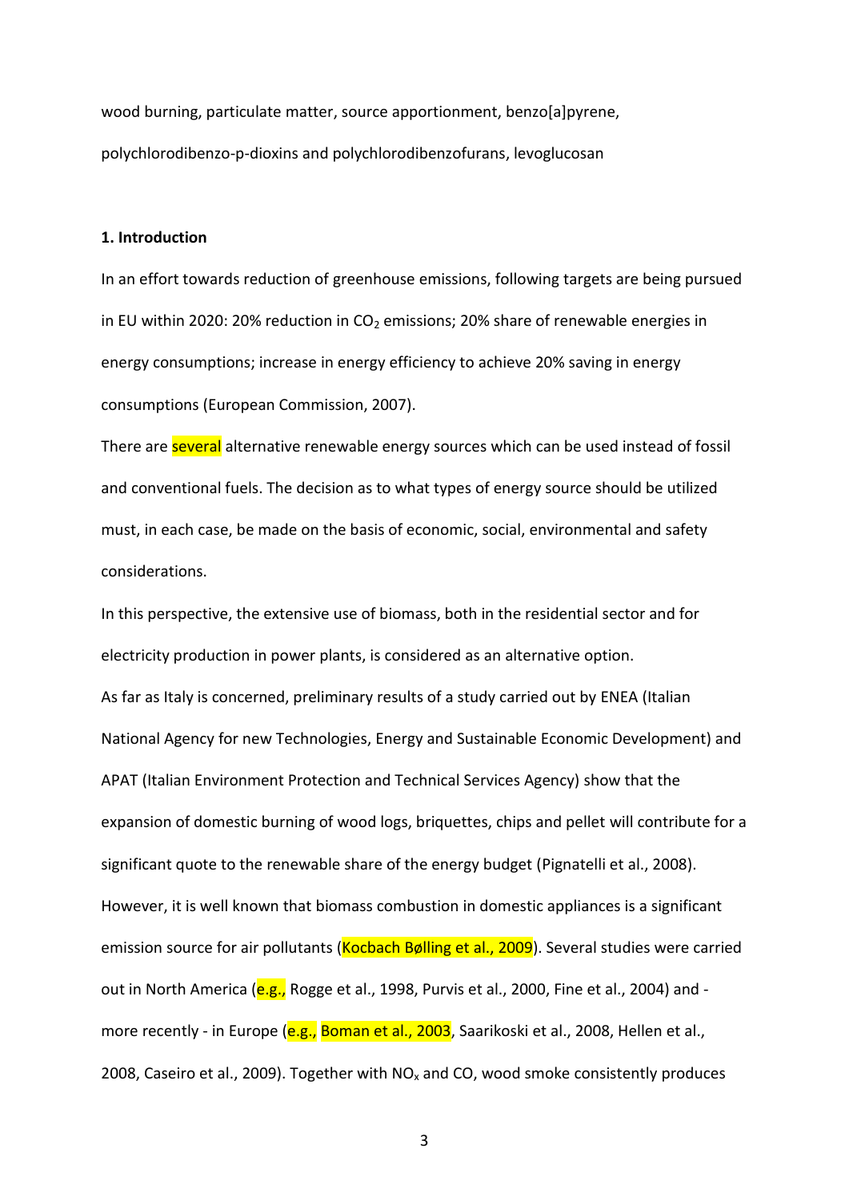wood burning, particulate matter, source apportionment, benzo[a]pyrene, polychlorodibenzo-p-dioxins and polychlorodibenzofurans, levoglucosan

## 1. Introduction

In an effort towards reduction of greenhouse emissions, following targets are being pursued in EU within 2020: 20% reduction in $CO_2$ emissions; 20% share of renewable energies in energy consumptions; increase in energy efficiency to achieve 20% saving in energy consumptions (European Commission, 2007).

There are several alternative renewable energy sources which can be used instead of fossil and conventional fuels. The decision as to what types of energy source should be utilized must, in each case, be made on the basis of economic, social, environmental and safety considerations.

In this perspective, the extensive use of biomass, both in the residential sector and for electricity production in power plants, is considered as an alternative option.

As far as Italy is concerned, preliminary results of a study carried out by ENEA (Italian National Agency for new Technologies, Energy and Sustainable Economic Development) and APAT (Italian Environment Protection and Technical Services Agency) show that the expansion of domestic burning of wood logs, briquettes, chips and pellet will contribute for a significant quote to the renewable share of the energy budget (Pignatelli et al., 2008). However, it is well known that biomass combustion in domestic appliances is a significant emission source for air pollutants (Kocbach Bølling et al., 2009). Several studies were carried out in North America (e.g., Rogge et al., 1998, Purvis et al., 2000, Fine et al., 2004) and - more recently - in Europe (e.g., Boman et al., 2003, Saarikoski et al., 2008, Hellen et al., 2008, Caseiro et al., 2009). Together with $NO_x$ and CO, wood smoke consistently produces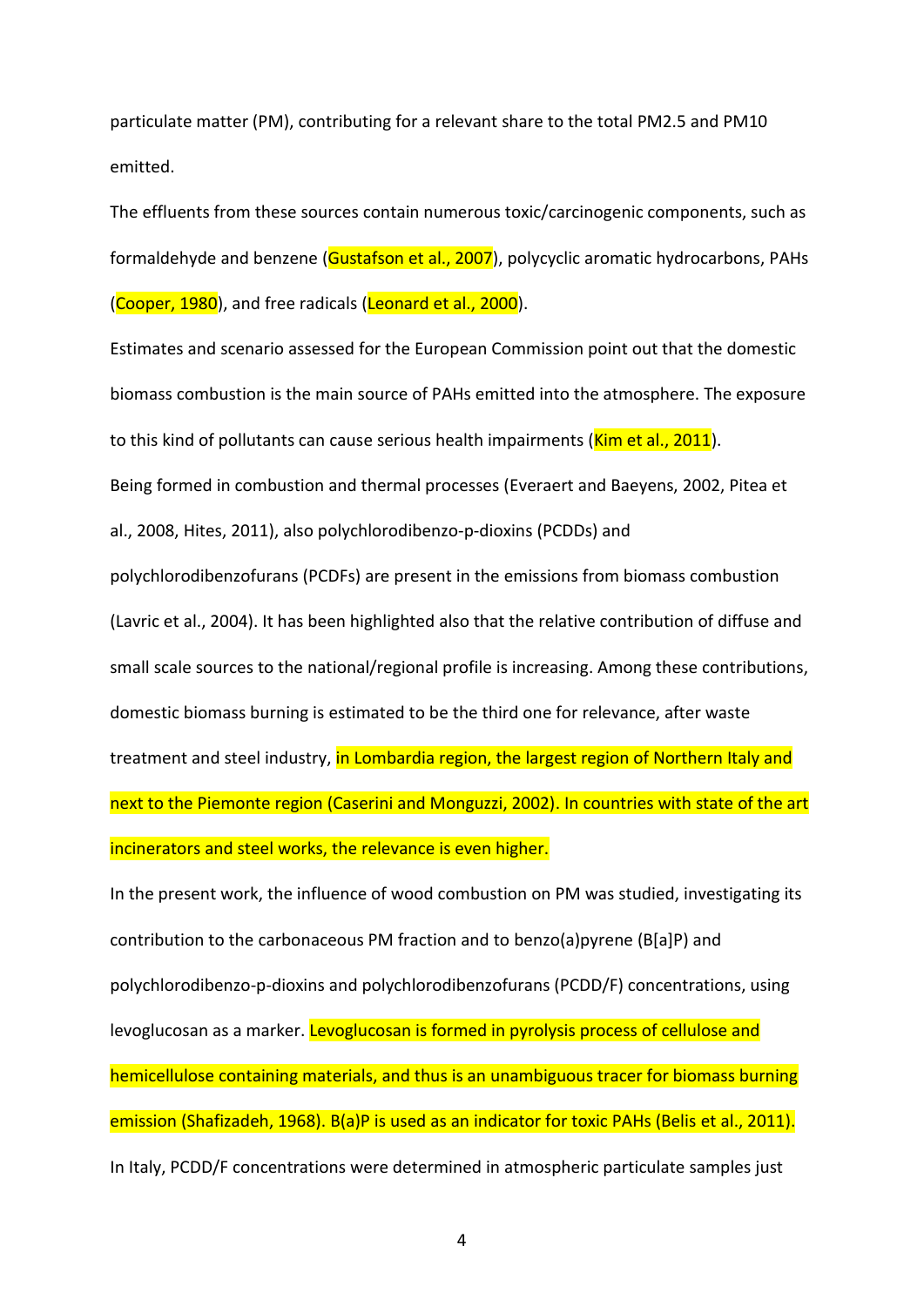particulate matter (PM), contributing for a relevant share to the total PM2.5 and PM10 emitted.

The effluents from these sources contain numerous toxic/carcinogenic components, such as formaldehyde and benzene (Gustafson et al., 2007), polycyclic aromatic hydrocarbons, PAHs (Cooper, 1980), and free radicals (Leonard et al., 2000).

Estimates and scenario assessed for the European Commission point out that the domestic biomass combustion is the main source of PAHs emitted into the atmosphere. The exposure to this kind of pollutants can cause serious health impairments (Kim et al., 2011).

Being formed in combustion and thermal processes (Everaert and Baeyens, 2002, Pitea et al., 2008, Hites, 2011), also polychlorodibenzo-p-dioxins (PCDDs) and polychlorodibenzofurans (PCDFs) are present in the emissions from biomass combustion (Lavric et al., 2004). It has been highlighted also that the relative contribution of diffuse and small scale sources to the national/regional profile is increasing. Among these contributions, domestic biomass burning is estimated to be the third one for relevance, after waste treatment and steel industry, in Lombardia region, the largest region of Northern Italy and next to the Piemonte region (Caserini and Monguzzi, 2002). In countries with state of the art incinerators and steel works, the relevance is even higher.

In the present work, the influence of wood combustion on PM was studied, investigating its contribution to the carbonaceous PM fraction and to benzo(a)pyrene (B[a]P) and polychlorodibenzo-p-dioxins and polychlorodibenzofurans (PCDD/F) concentrations, using levoglucosan as a marker. Levoglucosan is formed in pyrolysis process of cellulose and hemicellulose containing materials, and thus is an unambiguous tracer for biomass burning emission (Shafizadeh, 1968). B(a)P is used as an indicator for toxic PAHs (Belis et al., 2011).

In Italy, PCDD/F concentrations were determined in atmospheric particulate samples just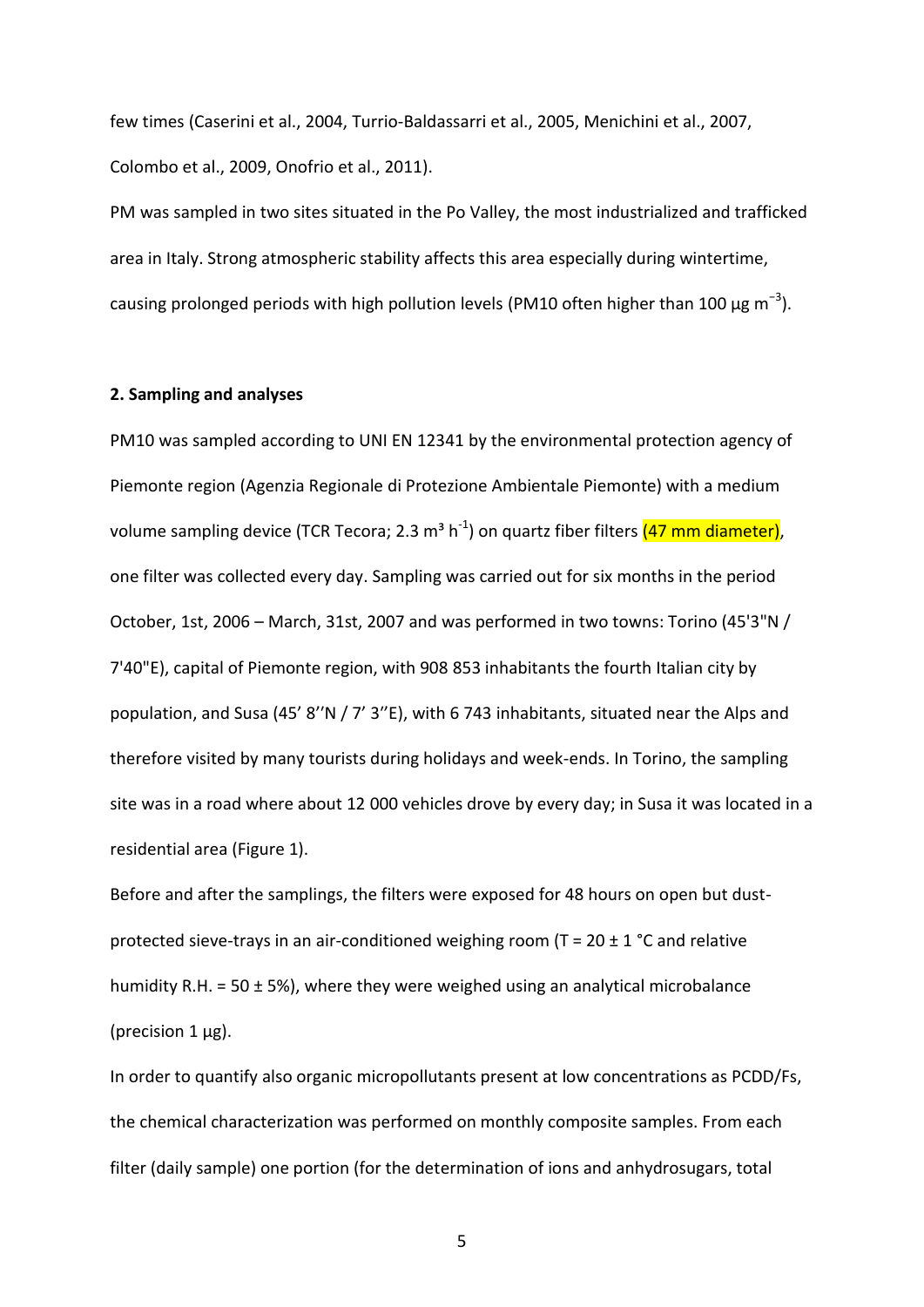few times (Caserini et al., 2004, Turrio-Baldassarri et al., 2005, Menichini et al., 2007, Colombo et al., 2009, Onofrio et al., 2011).

PM was sampled in two sites situated in the Po Valley, the most industrialized and trafficked area in Italy. Strong atmospheric stability affects this area especially during wintertime, causing prolonged periods with high pollution levels (PM10 often higher than 100 μg $m^{-3}$).

## 2. Sampling and analyses

PM10 was sampled according to UNI EN 12341 by the environmental protection agency of Piemonte region (Agenzia Regionale di Protezione Ambientale Piemonte) with a medium volume sampling device (TCR Tecora; 2.3 $m^3$ $h^{-1}$) on quartz fiber filters (47 mm diameter), one filter was collected every day. Sampling was carried out for six months in the period October, 1st, 2006 – March, 31st, 2007 and was performed in two towns: Torino (45'3"N / 7'40"E), capital of Piemonte region, with 908 853 inhabitants the fourth Italian city by population, and Susa (45’ 8’’N / 7’ 3’’E), with 6 743 inhabitants, situated near the Alps and therefore visited by many tourists during holidays and week-ends. In Torino, the sampling site was in a road where about 12 000 vehicles drove by every day; in Susa it was located in a residential area (Figure 1).

Before and after the samplings, the filters were exposed for 48 hours on open but dust-protected sieve-trays in an air-conditioned weighing room (T = 20 ± 1 °C and relative humidity R.H. = 50 ± 5%), where they were weighed using an analytical microbalance (precision 1 μg).

In order to quantify also organic micropollutants present at low concentrations as PCDD/Fs, the chemical characterization was performed on monthly composite samples. From each filter (daily sample) one portion (for the determination of ions and anhydrosugars, total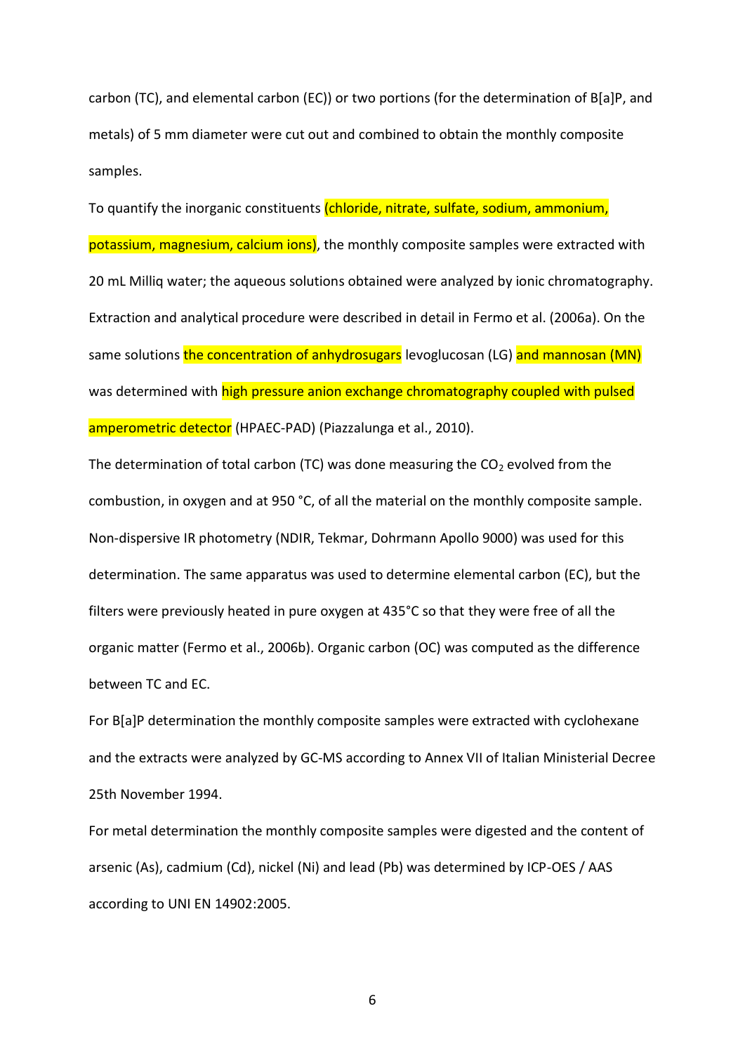carbon (TC), and elemental carbon (EC)) or two portions (for the determination of B[a]P, and metals) of 5 mm diameter were cut out and combined to obtain the monthly composite samples.

To quantify the inorganic constituents (chloride, nitrate, sulfate, sodium, ammonium, potassium, magnesium, calcium ions), the monthly composite samples were extracted with 20 mL Milliq water; the aqueous solutions obtained were analyzed by ionic chromatography. Extraction and analytical procedure were described in detail in Fermo et al. (2006a). On the same solutions the concentration of anhydrosugars levoglucosan (LG) and mannosan (MN) was determined with high pressure anion exchange chromatography coupled with pulsed amperometric detector (HPAEC-PAD) (Piazzalunga et al., 2010).

The determination of total carbon (TC) was done measuring the $CO_2$ evolved from the combustion, in oxygen and at 950 °C, of all the material on the monthly composite sample. Non-dispersive IR photometry (NDIR, Tekmar, Dohrmann Apollo 9000) was used for this determination. The same apparatus was used to determine elemental carbon (EC), but the filters were previously heated in pure oxygen at 435°C so that they were free of all the organic matter (Fermo et al., 2006b). Organic carbon (OC) was computed as the difference between TC and EC.

For B[a]P determination the monthly composite samples were extracted with cyclohexane and the extracts were analyzed by GC-MS according to Annex VII of Italian Ministerial Decree 25th November 1994.

For metal determination the monthly composite samples were digested and the content of arsenic (As), cadmium (Cd), nickel (Ni) and lead (Pb) was determined by ICP-OES / AAS according to UNI EN 14902:2005.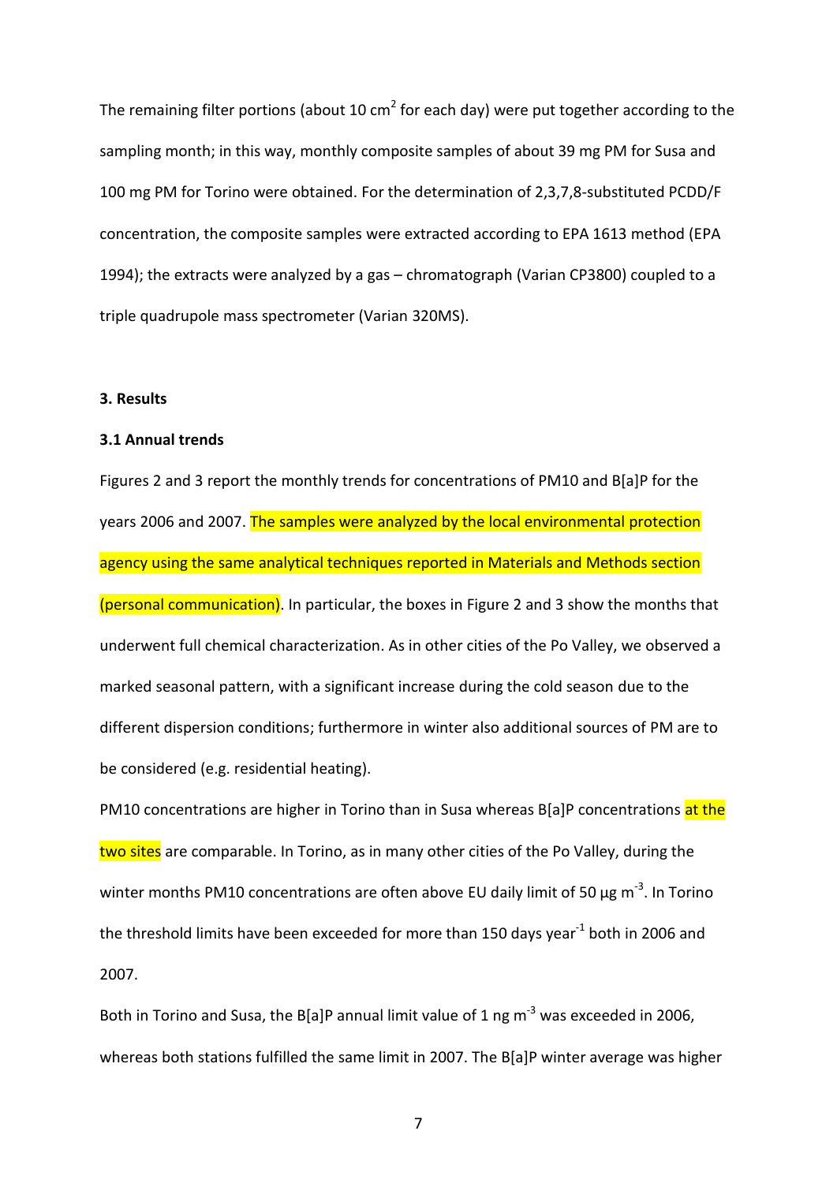The remaining filter portions (about 10 $cm^2$ for each day) were put together according to the sampling month; in this way, monthly composite samples of about 39 mg PM for Susa and 100 mg PM for Torino were obtained. For the determination of 2,3,7,8-substituted PCDD/F concentration, the composite samples were extracted according to EPA 1613 method (EPA 1994); the extracts were analyzed by a gas – chromatograph (Varian CP3800) coupled to a triple quadrupole mass spectrometer (Varian 320MS).

### 3. Results

### 3.1 Annual trends

Figures 2 and 3 report the monthly trends for concentrations of PM10 and B[a]P for the years 2006 and 2007. The samples were analyzed by the local environmental protection agency using the same analytical techniques reported in Materials and Methods section (personal communication). In particular, the boxes in Figure 2 and 3 show the months that underwent full chemical characterization. As in other cities of the Po Valley, we observed a marked seasonal pattern, with a significant increase during the cold season due to the different dispersion conditions; furthermore in winter also additional sources of PM are to be considered (e.g. residential heating).

PM10 concentrations are higher in Torino than in Susa whereas B[a]P concentrations at the two sites are comparable. In Torino, as in many other cities of the Po Valley, during the winter months PM10 concentrations are often above EU daily limit of 50 $\mu g\ m^{-3}$. In Torino the threshold limits have been exceeded for more than 150 days $year^{-1}$ both in 2006 and 2007.

Both in Torino and Susa, the B[a]P annual limit value of 1 $ng\ m^{-3}$ was exceeded in 2006, whereas both stations fulfilled the same limit in 2007. The B[a]P winter average was higher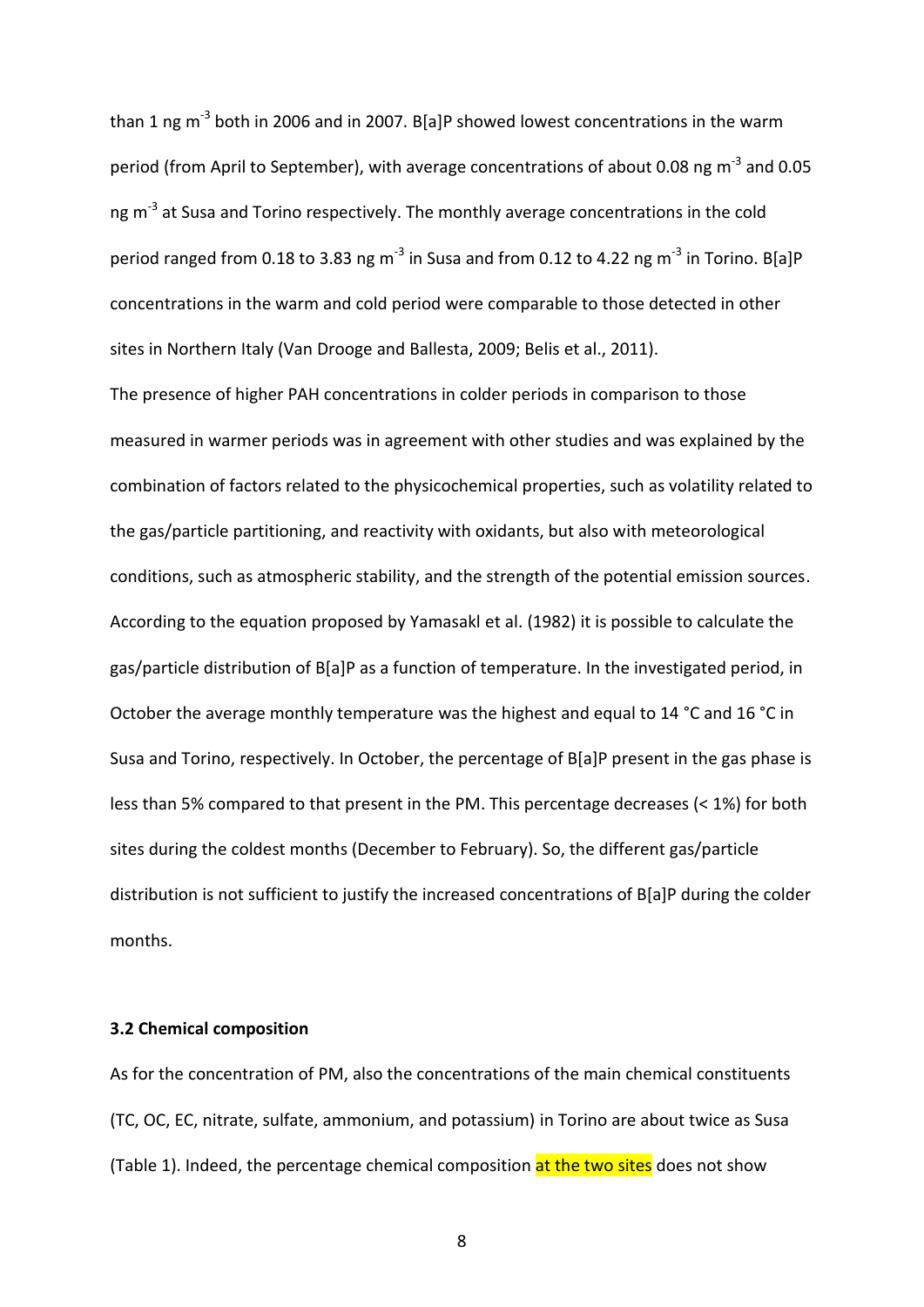than 1 ng m$^{-3}$ both in 2006 and in 2007. B[a]P showed lowest concentrations in the warm period (from April to September), with average concentrations of about 0.08 ng m$^{-3}$ and 0.05 ng m$^{-3}$ at Susa and Torino respectively. The monthly average concentrations in the cold period ranged from 0.18 to 3.83 ng m$^{-3}$ in Susa and from 0.12 to 4.22 ng m$^{-3}$ in Torino. B[a]P concentrations in the warm and cold period were comparable to those detected in other sites in Northern Italy (Van Drooge and Ballesta, 2009; Belis et al., 2011).

The presence of higher PAH concentrations in colder periods in comparison to those measured in warmer periods was in agreement with other studies and was explained by the combination of factors related to the physicochemical properties, such as volatility related to the gas/particle partitioning, and reactivity with oxidants, but also with meteorological conditions, such as atmospheric stability, and the strength of the potential emission sources. According to the equation proposed by Yamasakl et al. (1982) it is possible to calculate the gas/particle distribution of B[a]P as a function of temperature. In the investigated period, in October the average monthly temperature was the highest and equal to 14 °C and 16 °C in Susa and Torino, respectively. In October, the percentage of B[a]P present in the gas phase is less than 5% compared to that present in the PM. This percentage decreases (< 1%) for both sites during the coldest months (December to February). So, the different gas/particle distribution is not sufficient to justify the increased concentrations of B[a]P during the colder months.

### 3.2 Chemical composition

As for the concentration of PM, also the concentrations of the main chemical constituents (TC, OC, EC, nitrate, sulfate, ammonium, and potassium) in Torino are about twice as Susa (Table 1). Indeed, the percentage chemical composition at the two sites does not show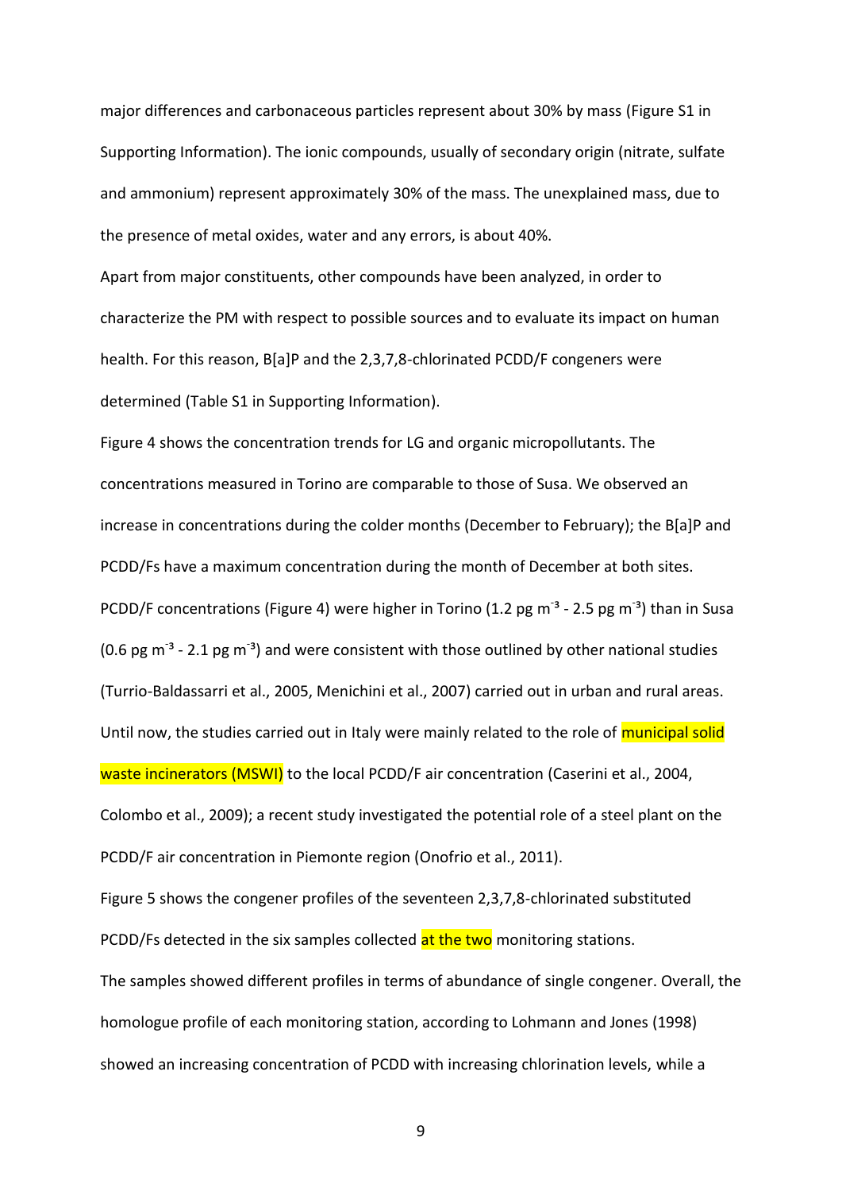major differences and carbonaceous particles represent about 30% by mass (Figure S1 in Supporting Information). The ionic compounds, usually of secondary origin (nitrate, sulfate and ammonium) represent approximately 30% of the mass. The unexplained mass, due to the presence of metal oxides, water and any errors, is about 40%.

Apart from major constituents, other compounds have been analyzed, in order to characterize the PM with respect to possible sources and to evaluate its impact on human health. For this reason, B[a]P and the 2,3,7,8-chlorinated PCDD/F congeners were determined (Table S1 in Supporting Information).

Figure 4 shows the concentration trends for LG and organic micropollutants. The concentrations measured in Torino are comparable to those of Susa. We observed an increase in concentrations during the colder months (December to February); the B[a]P and PCDD/Fs have a maximum concentration during the month of December at both sites. PCDD/F concentrations (Figure 4) were higher in Torino (1.2 pg $m^{-3}$ - 2.5 pg $m^{-3}$) than in Susa (0.6 pg $m^{-3}$ - 2.1 pg $m^{-3}$) and were consistent with those outlined by other national studies (Turrio-Baldassarri et al., 2005, Menichini et al., 2007) carried out in urban and rural areas. Until now, the studies carried out in Italy were mainly related to the role of municipal solid waste incinerators (MSWI) to the local PCDD/F air concentration (Caserini et al., 2004, Colombo et al., 2009); a recent study investigated the potential role of a steel plant on the PCDD/F air concentration in Piemonte region (Onofrio et al., 2011).

Figure 5 shows the congener profiles of the seventeen 2,3,7,8-chlorinated substituted PCDD/Fs detected in the six samples collected at the two monitoring stations.

The samples showed different profiles in terms of abundance of single congener. Overall, the homologue profile of each monitoring station, according to Lohmann and Jones (1998) showed an increasing concentration of PCDD with increasing chlorination levels, while a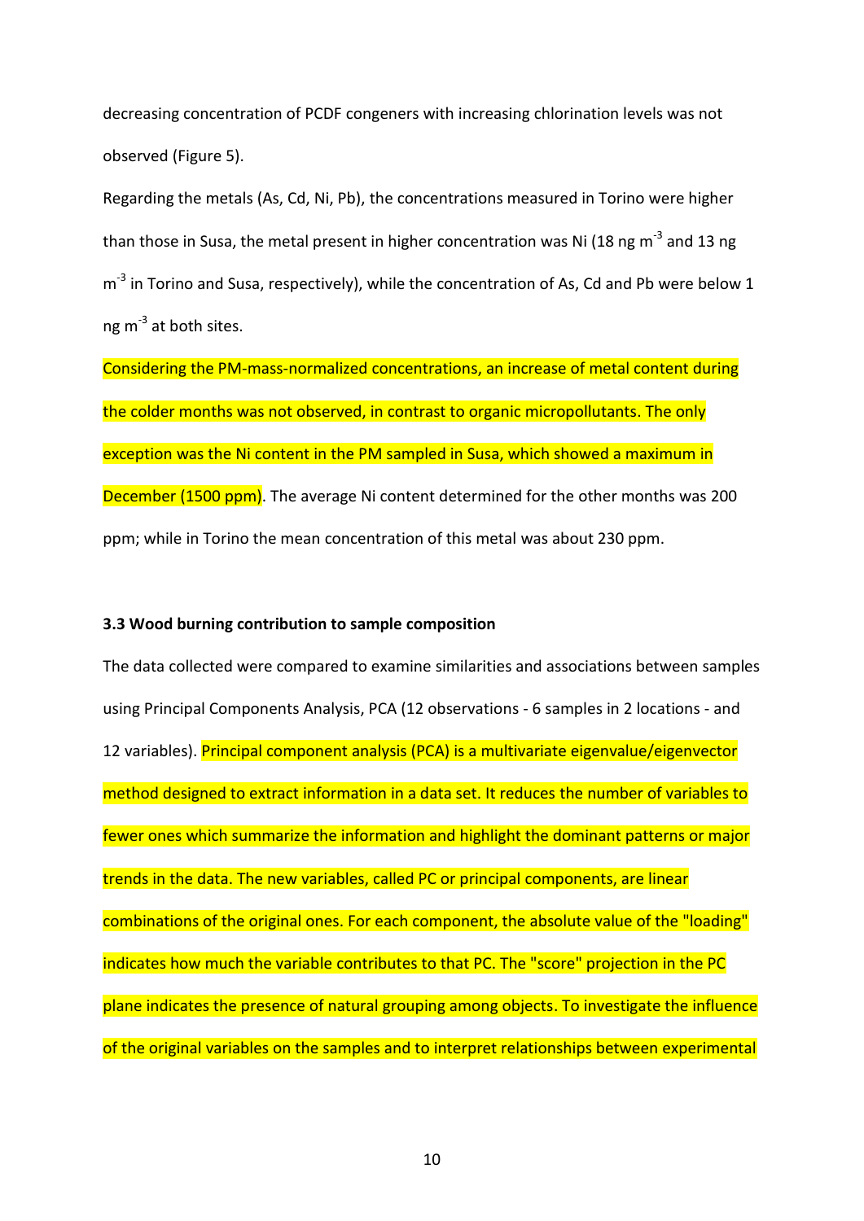decreasing concentration of PCDF congeners with increasing chlorination levels was not observed (Figure 5).

Regarding the metals (As, Cd, Ni, Pb), the concentrations measured in Torino were higher than those in Susa, the metal present in higher concentration was Ni (18 ng $m^{-3}$ and 13 ng $m^{-3}$ in Torino and Susa, respectively), while the concentration of As, Cd and Pb were below 1 ng $m^{-3}$ at both sites.

Considering the PM-mass-normalized concentrations, an increase of metal content during the colder months was not observed, in contrast to organic micropollutants. The only exception was the Ni content in the PM sampled in Susa, which showed a maximum in December (1500 ppm). The average Ni content determined for the other months was 200 ppm; while in Torino the mean concentration of this metal was about 230 ppm.

### 3.3 Wood burning contribution to sample composition

The data collected were compared to examine similarities and associations between samples using Principal Components Analysis, PCA (12 observations - 6 samples in 2 locations - and 12 variables). Principal component analysis (PCA) is a multivariate eigenvalue/eigenvector method designed to extract information in a data set. It reduces the number of variables to fewer ones which summarize the information and highlight the dominant patterns or major trends in the data. The new variables, called PC or principal components, are linear combinations of the original ones. For each component, the absolute value of the "loading" indicates how much the variable contributes to that PC. The "score" projection in the PC plane indicates the presence of natural grouping among objects. To investigate the influence of the original variables on the samples and to interpret relationships between experimental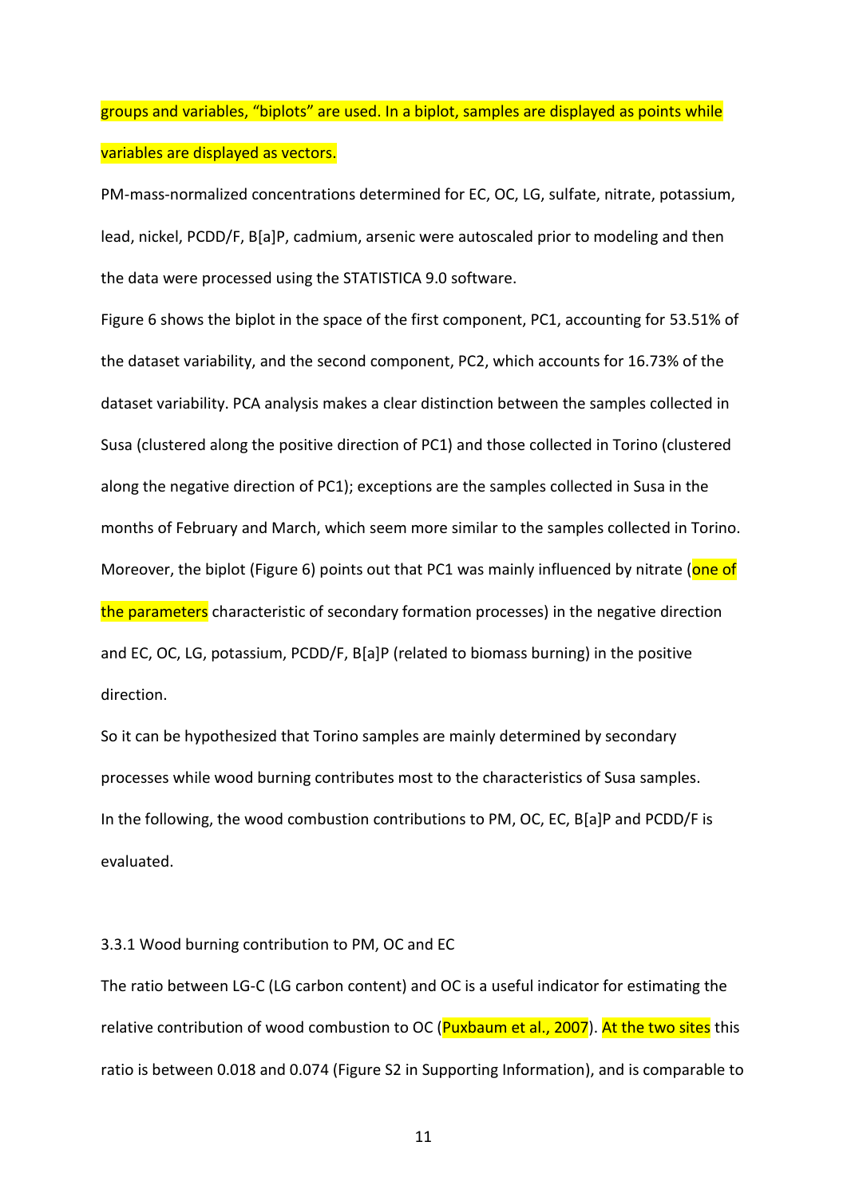groups and variables, "biplots" are used. In a biplot, samples are displayed as points while variables are displayed as vectors.

PM-mass-normalized concentrations determined for EC, OC, LG, sulfate, nitrate, potassium, lead, nickel, PCDD/F, B[a]P, cadmium, arsenic were autoscaled prior to modeling and then the data were processed using the STATISTICA 9.0 software.

Figure 6 shows the biplot in the space of the first component, PC1, accounting for 53.51% of the dataset variability, and the second component, PC2, which accounts for 16.73% of the dataset variability. PCA analysis makes a clear distinction between the samples collected in Susa (clustered along the positive direction of PC1) and those collected in Torino (clustered along the negative direction of PC1); exceptions are the samples collected in Susa in the months of February and March, which seem more similar to the samples collected in Torino. Moreover, the biplot (Figure 6) points out that PC1 was mainly influenced by nitrate (one of the parameters characteristic of secondary formation processes) in the negative direction and EC, OC, LG, potassium, PCDD/F, B[a]P (related to biomass burning) in the positive direction.

So it can be hypothesized that Torino samples are mainly determined by secondary processes while wood burning contributes most to the characteristics of Susa samples.

In the following, the wood combustion contributions to PM, OC, EC, B[a]P and PCDD/F is evaluated.

### 3.3.1 Wood burning contribution to PM, OC and EC

The ratio between LG-C (LG carbon content) and OC is a useful indicator for estimating the relative contribution of wood combustion to OC (Puxbaum et al., 2007). At the two sites this ratio is between 0.018 and 0.074 (Figure S2 in Supporting Information), and is comparable to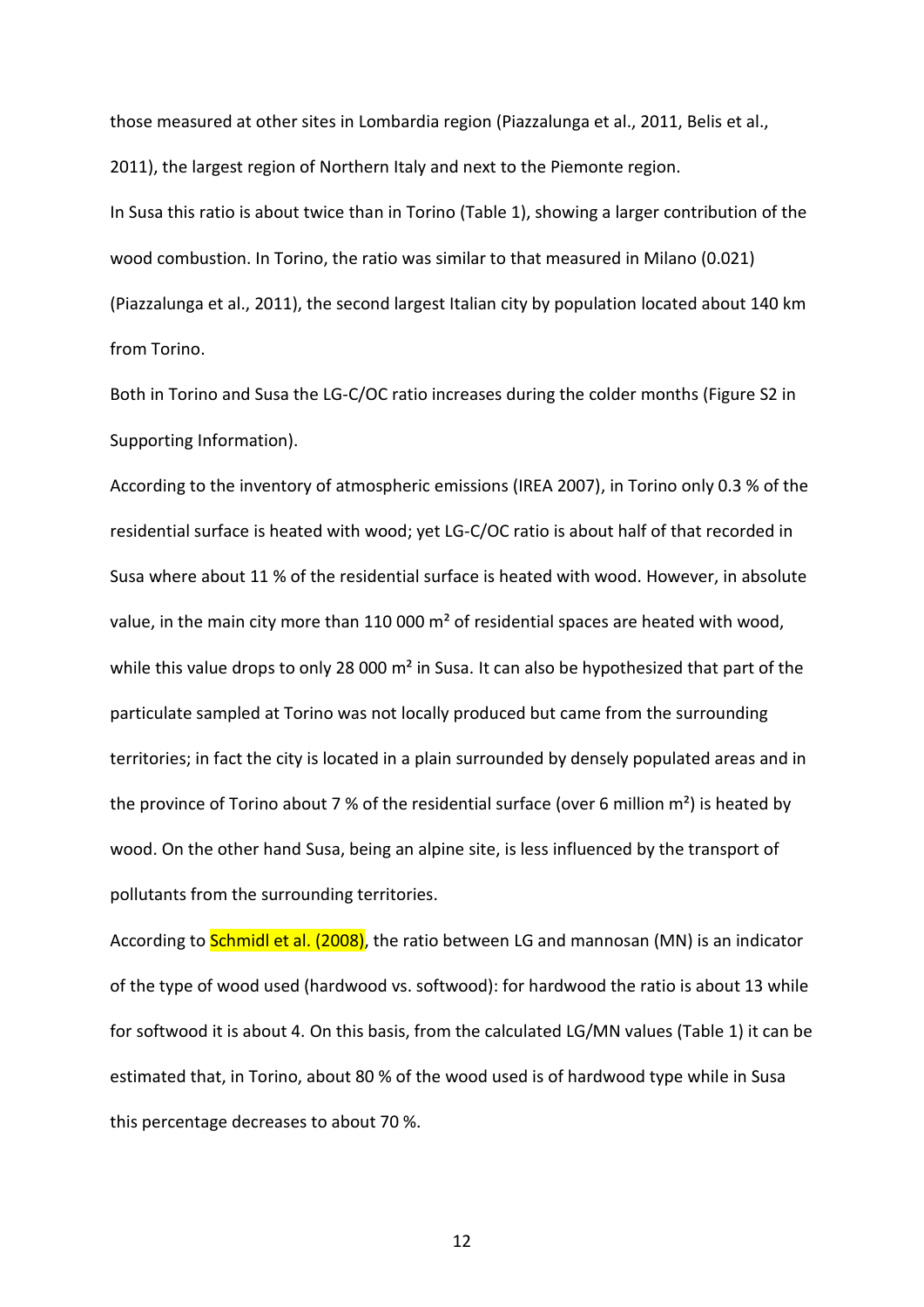those measured at other sites in Lombardia region (Piazzalunga et al., 2011, Belis et al., 2011), the largest region of Northern Italy and next to the Piemonte region.

In Susa this ratio is about twice than in Torino (Table 1), showing a larger contribution of the wood combustion. In Torino, the ratio was similar to that measured in Milano (0.021) (Piazzalunga et al., 2011), the second largest Italian city by population located about 140 km from Torino.

Both in Torino and Susa the LG-C/OC ratio increases during the colder months (Figure S2 in Supporting Information).

According to the inventory of atmospheric emissions (IREA 2007), in Torino only 0.3 % of the residential surface is heated with wood; yet LG-C/OC ratio is about half of that recorded in Susa where about 11 % of the residential surface is heated with wood. However, in absolute value, in the main city more than 110 000 m² of residential spaces are heated with wood, while this value drops to only 28 000 m² in Susa. It can also be hypothesized that part of the particulate sampled at Torino was not locally produced but came from the surrounding territories; in fact the city is located in a plain surrounded by densely populated areas and in the province of Torino about 7 % of the residential surface (over 6 million m²) is heated by wood. On the other hand Susa, being an alpine site, is less influenced by the transport of pollutants from the surrounding territories.

According to Schmidl et al. (2008), the ratio between LG and mannosan (MN) is an indicator of the type of wood used (hardwood vs. softwood): for hardwood the ratio is about 13 while for softwood it is about 4. On this basis, from the calculated LG/MN values (Table 1) it can be estimated that, in Torino, about 80 % of the wood used is of hardwood type while in Susa this percentage decreases to about 70 %.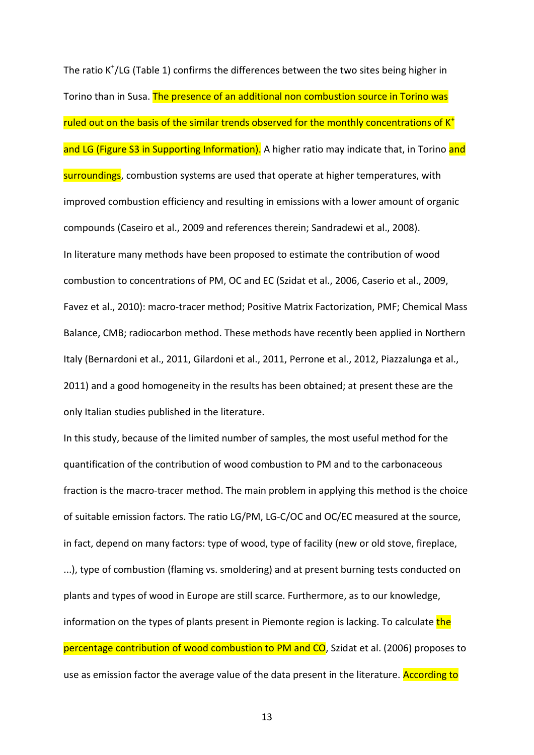The ratio $K^+$/LG (Table 1) confirms the differences between the two sites being higher in Torino than in Susa. The presence of an additional non combustion source in Torino was ruled out on the basis of the similar trends observed for the monthly concentrations of $K^+$ and LG (Figure S3 in Supporting Information). A higher ratio may indicate that, in Torino and surroundings, combustion systems are used that operate at higher temperatures, with improved combustion efficiency and resulting in emissions with a lower amount of organic compounds (Caseiro et al., 2009 and references therein; Sandradewi et al., 2008).

In literature many methods have been proposed to estimate the contribution of wood combustion to concentrations of PM, OC and EC (Szidat et al., 2006, Caserio et al., 2009, Favez et al., 2010): macro-tracer method; Positive Matrix Factorization, PMF; Chemical Mass Balance, CMB; radiocarbon method. These methods have recently been applied in Northern Italy (Bernardoni et al., 2011, Gilardoni et al., 2011, Perrone et al., 2012, Piazzalunga et al., 2011) and a good homogeneity in the results has been obtained; at present these are the only Italian studies published in the literature.

In this study, because of the limited number of samples, the most useful method for the quantification of the contribution of wood combustion to PM and to the carbonaceous fraction is the macro-tracer method. The main problem in applying this method is the choice of suitable emission factors. The ratio LG/PM, LG-C/OC and OC/EC measured at the source, in fact, depend on many factors: type of wood, type of facility (new or old stove, fireplace, ...), type of combustion (flaming vs. smoldering) and at present burning tests conducted on plants and types of wood in Europe are still scarce. Furthermore, as to our knowledge, information on the types of plants present in Piemonte region is lacking. To calculate the percentage contribution of wood combustion to PM and CO, Szidat et al. (2006) proposes to use as emission factor the average value of the data present in the literature. According to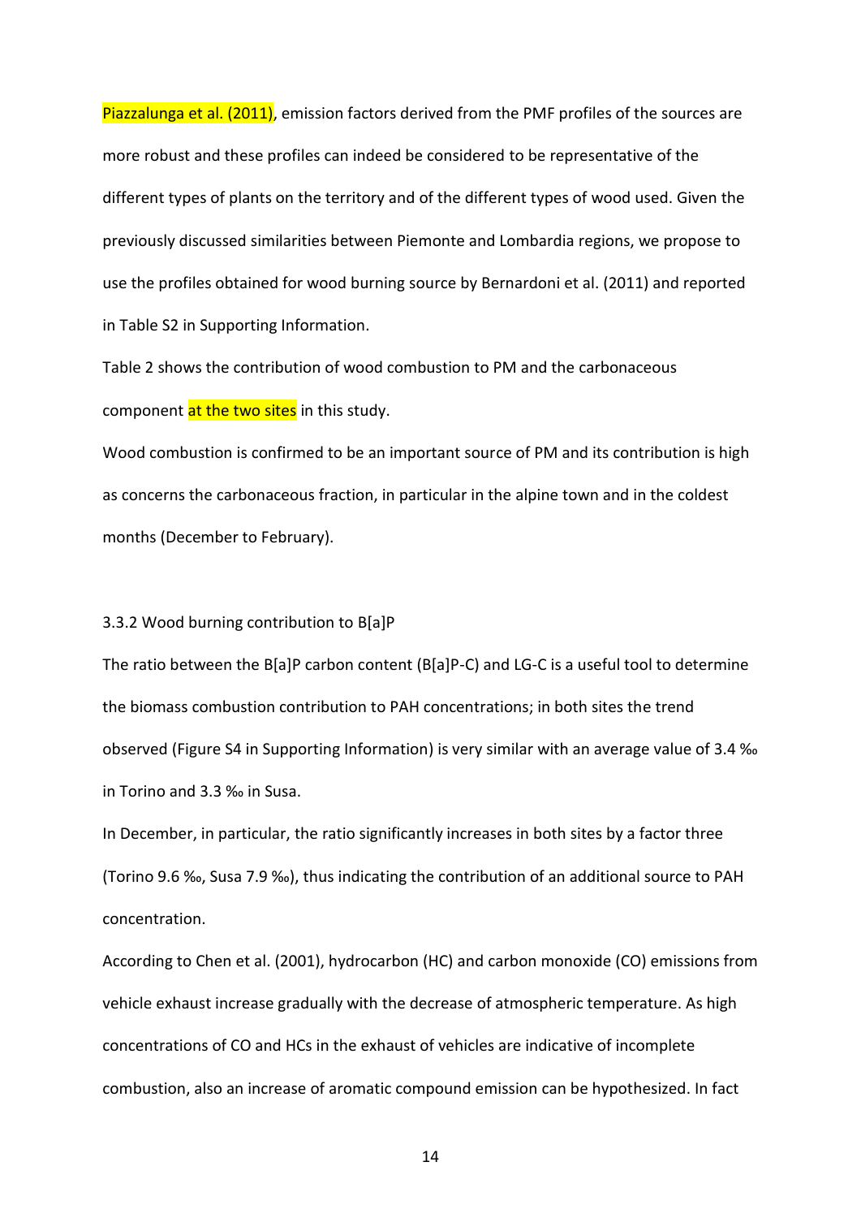Piazzalunga et al. (2011), emission factors derived from the PMF profiles of the sources are more robust and these profiles can indeed be considered to be representative of the different types of plants on the territory and of the different types of wood used. Given the previously discussed similarities between Piemonte and Lombardia regions, we propose to use the profiles obtained for wood burning source by Bernardoni et al. (2011) and reported in Table S2 in Supporting Information.

Table 2 shows the contribution of wood combustion to PM and the carbonaceous component at the two sites in this study.

Wood combustion is confirmed to be an important source of PM and its contribution is high as concerns the carbonaceous fraction, in particular in the alpine town and in the coldest months (December to February).

### 3.3.2 Wood burning contribution to B[a]P

The ratio between the B[a]P carbon content (B[a]P-C) and LG-C is a useful tool to determine the biomass combustion contribution to PAH concentrations; in both sites the trend observed (Figure S4 in Supporting Information) is very similar with an average value of 3.4 ‰ in Torino and 3.3 ‰ in Susa.

In December, in particular, the ratio significantly increases in both sites by a factor three (Torino 9.6 ‰, Susa 7.9 ‰), thus indicating the contribution of an additional source to PAH concentration.

According to Chen et al. (2001), hydrocarbon (HC) and carbon monoxide (CO) emissions from vehicle exhaust increase gradually with the decrease of atmospheric temperature. As high concentrations of CO and HCs in the exhaust of vehicles are indicative of incomplete combustion, also an increase of aromatic compound emission can be hypothesized. In fact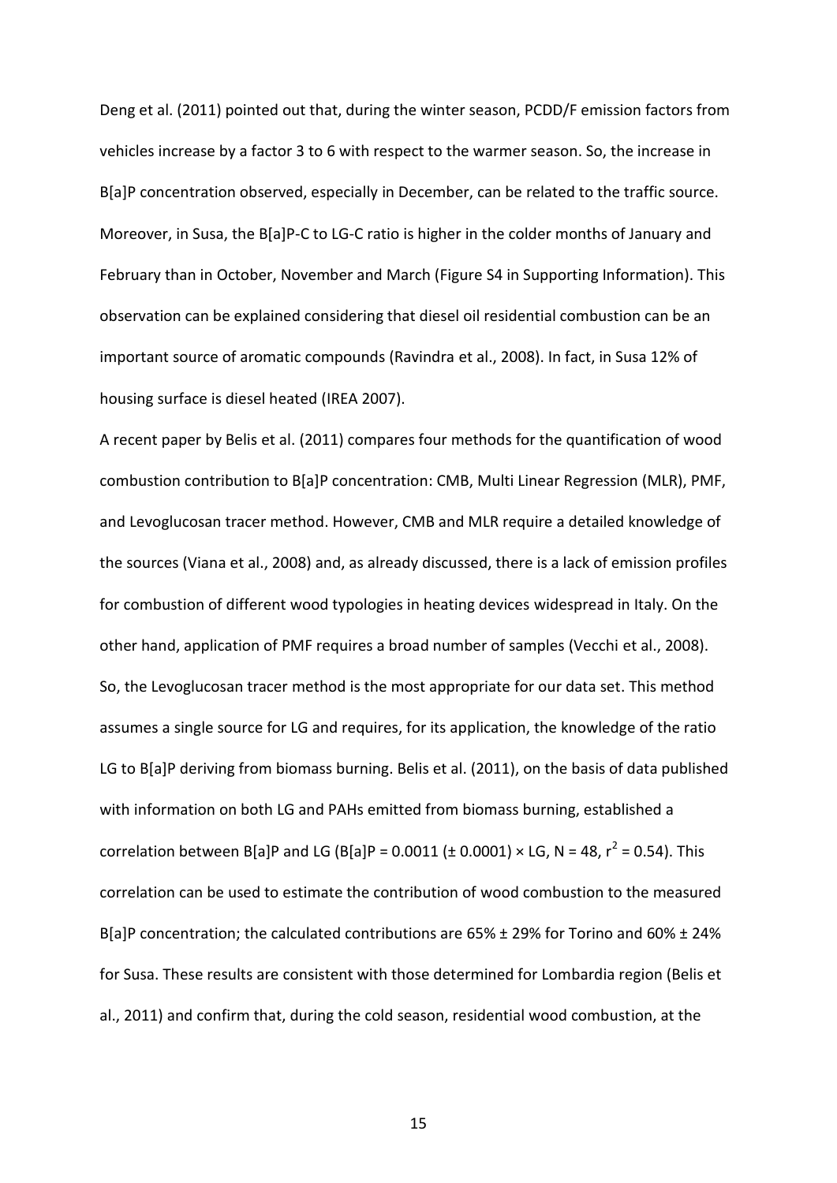Deng et al. (2011) pointed out that, during the winter season, PCDD/F emission factors from vehicles increase by a factor 3 to 6 with respect to the warmer season. So, the increase in B[a]P concentration observed, especially in December, can be related to the traffic source. Moreover, in Susa, the B[a]P-C to LG-C ratio is higher in the colder months of January and February than in October, November and March (Figure S4 in Supporting Information). This observation can be explained considering that diesel oil residential combustion can be an important source of aromatic compounds (Ravindra et al., 2008). In fact, in Susa 12% of housing surface is diesel heated (IREA 2007).

A recent paper by Belis et al. (2011) compares four methods for the quantification of wood combustion contribution to B[a]P concentration: CMB, Multi Linear Regression (MLR), PMF, and Levoglucosan tracer method. However, CMB and MLR require a detailed knowledge of the sources (Viana et al., 2008) and, as already discussed, there is a lack of emission profiles for combustion of different wood typologies in heating devices widespread in Italy. On the other hand, application of PMF requires a broad number of samples (Vecchi et al., 2008). So, the Levoglucosan tracer method is the most appropriate for our data set. This method assumes a single source for LG and requires, for its application, the knowledge of the ratio LG to B[a]P deriving from biomass burning. Belis et al. (2011), on the basis of data published with information on both LG and PAHs emitted from biomass burning, established a correlation between B[a]P and LG (B[a]P = 0.0011 (± 0.0001) × LG, N = 48, $r^2 = 0.54$). This correlation can be used to estimate the contribution of wood combustion to the measured B[a]P concentration; the calculated contributions are 65% ± 29% for Torino and 60% ± 24% for Susa. These results are consistent with those determined for Lombardia region (Belis et al., 2011) and confirm that, during the cold season, residential wood combustion, at the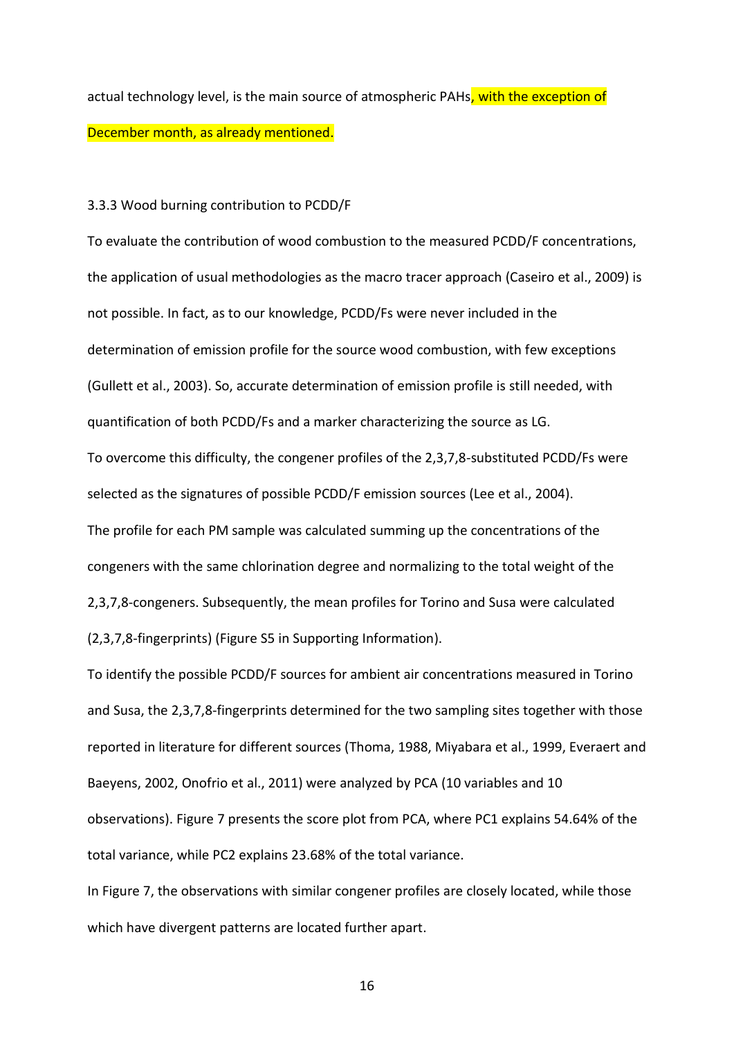actual technology level, is the main source of atmospheric PAHs, with the exception of December month, as already mentioned.

### 3.3.3 Wood burning contribution to PCDD/F

To evaluate the contribution of wood combustion to the measured PCDD/F concentrations, the application of usual methodologies as the macro tracer approach (Caseiro et al., 2009) is not possible. In fact, as to our knowledge, PCDD/Fs were never included in the determination of emission profile for the source wood combustion, with few exceptions (Gullett et al., 2003). So, accurate determination of emission profile is still needed, with quantification of both PCDD/Fs and a marker characterizing the source as LG.

To overcome this difficulty, the congener profiles of the 2,3,7,8-substituted PCDD/Fs were selected as the signatures of possible PCDD/F emission sources (Lee et al., 2004).

The profile for each PM sample was calculated summing up the concentrations of the congeners with the same chlorination degree and normalizing to the total weight of the 2,3,7,8-congeners. Subsequently, the mean profiles for Torino and Susa were calculated (2,3,7,8-fingerprints) (Figure S5 in Supporting Information).

To identify the possible PCDD/F sources for ambient air concentrations measured in Torino and Susa, the 2,3,7,8-fingerprints determined for the two sampling sites together with those reported in literature for different sources (Thoma, 1988, Miyabara et al., 1999, Everaert and Baeyens, 2002, Onofrio et al., 2011) were analyzed by PCA (10 variables and 10 observations). Figure 7 presents the score plot from PCA, where PC1 explains 54.64% of the total variance, while PC2 explains 23.68% of the total variance.

In Figure 7, the observations with similar congener profiles are closely located, while those which have divergent patterns are located further apart.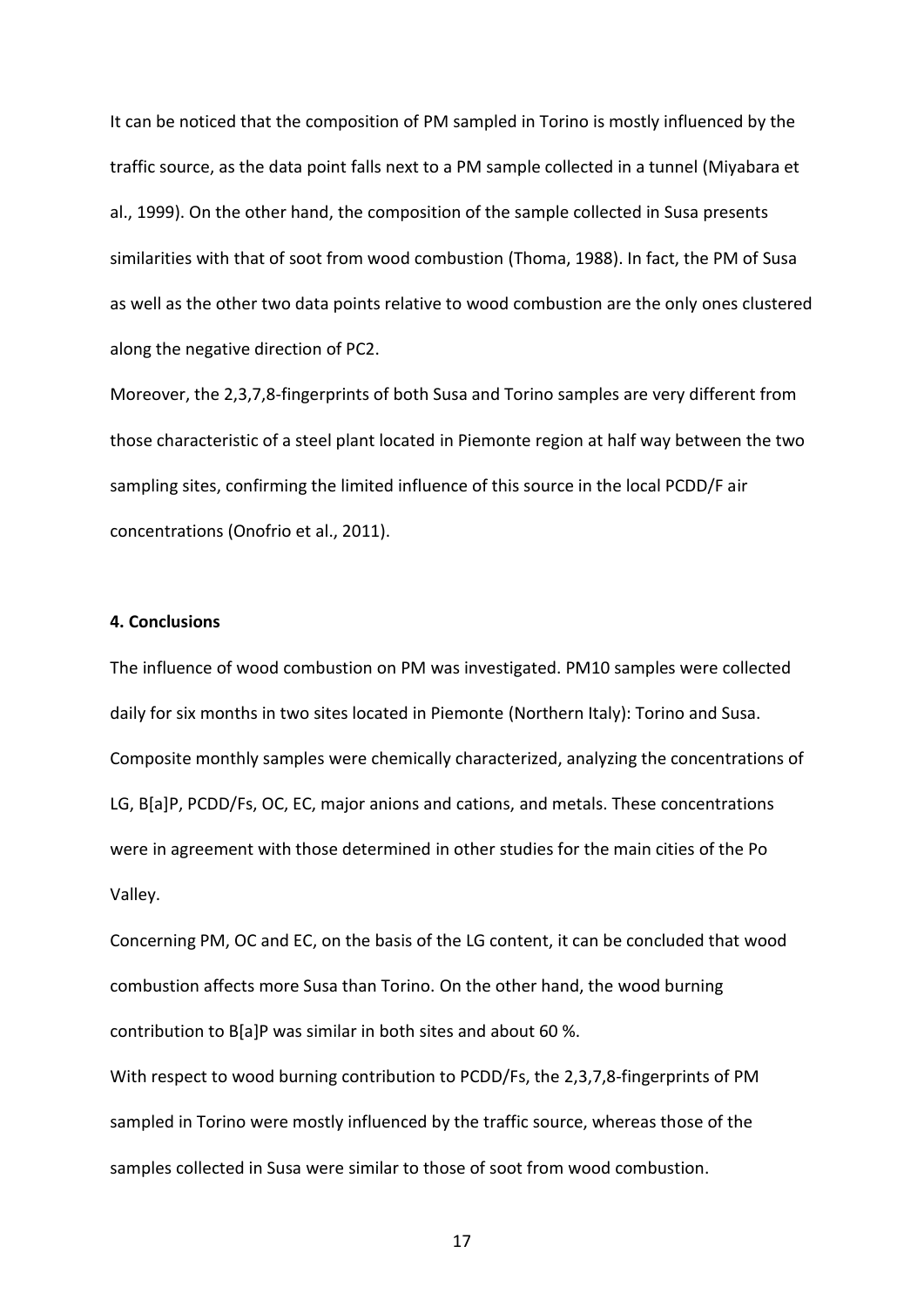It can be noticed that the composition of PM sampled in Torino is mostly influenced by the traffic source, as the data point falls next to a PM sample collected in a tunnel (Miyabara et al., 1999). On the other hand, the composition of the sample collected in Susa presents similarities with that of soot from wood combustion (Thoma, 1988). In fact, the PM of Susa as well as the other two data points relative to wood combustion are the only ones clustered along the negative direction of PC2.

Moreover, the 2,3,7,8-fingerprints of both Susa and Torino samples are very different from those characteristic of a steel plant located in Piemonte region at half way between the two sampling sites, confirming the limited influence of this source in the local PCDD/F air concentrations (Onofrio et al., 2011).

## 4. Conclusions

The influence of wood combustion on PM was investigated. PM10 samples were collected daily for six months in two sites located in Piemonte (Northern Italy): Torino and Susa. Composite monthly samples were chemically characterized, analyzing the concentrations of LG, B[a]P, PCDD/Fs, OC, EC, major anions and cations, and metals. These concentrations were in agreement with those determined in other studies for the main cities of the Po Valley.

Concerning PM, OC and EC, on the basis of the LG content, it can be concluded that wood combustion affects more Susa than Torino. On the other hand, the wood burning contribution to B[a]P was similar in both sites and about 60 %.

With respect to wood burning contribution to PCDD/Fs, the 2,3,7,8-fingerprints of PM sampled in Torino were mostly influenced by the traffic source, whereas those of the samples collected in Susa were similar to those of soot from wood combustion.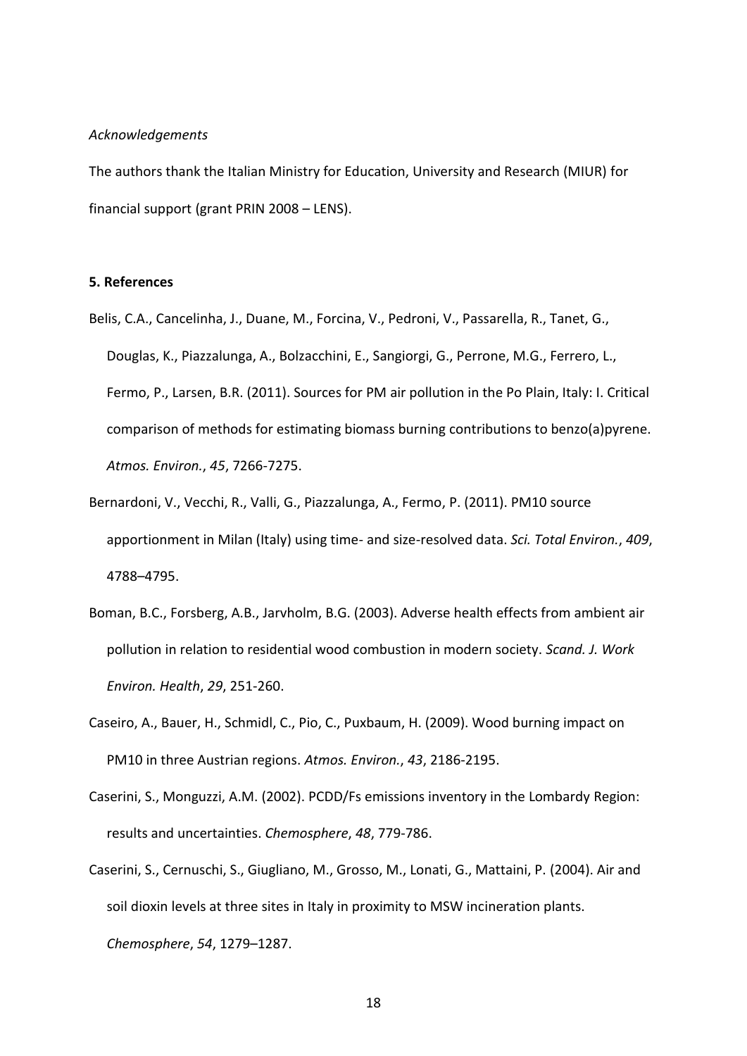*Acknowledgements*

The authors thank the Italian Ministry for Education, University and Research (MIUR) for financial support (grant PRIN 2008 – LENS).

## 5. References

Belis, C.A., Cancelinha, J., Duane, M., Forcina, V., Pedroni, V., Passarella, R., Tanet, G., Douglas, K., Piazzalunga, A., Bolzacchini, E., Sangiorgi, G., Perrone, M.G., Ferrero, L., Fermo, P., Larsen, B.R. (2011). Sources for PM air pollution in the Po Plain, Italy: I. Critical comparison of methods for estimating biomass burning contributions to benzo(a)pyrene. *Atmos. Environ.*, *45*, 7266-7275.

Bernardoni, V., Vecchi, R., Valli, G., Piazzalunga, A., Fermo, P. (2011). PM10 source apportionment in Milan (Italy) using time- and size-resolved data. *Sci. Total Environ.*, *409*, 4788–4795.

Boman, B.C., Forsberg, A.B., Jarvholm, B.G. (2003). Adverse health effects from ambient air pollution in relation to residential wood combustion in modern society. *Scand. J. Work Environ. Health*, *29*, 251-260.

Caseiro, A., Bauer, H., Schmidl, C., Pio, C., Puxbaum, H. (2009). Wood burning impact on PM10 in three Austrian regions. *Atmos. Environ.*, *43*, 2186-2195.

Caserini, S., Monguzzi, A.M. (2002). PCDD/Fs emissions inventory in the Lombardy Region: results and uncertainties. *Chemosphere*, *48*, 779-786.

Caserini, S., Cernuschi, S., Giugliano, M., Grosso, M., Lonati, G., Mattaini, P. (2004). Air and soil dioxin levels at three sites in Italy in proximity to MSW incineration plants. *Chemosphere*, *54*, 1279–1287.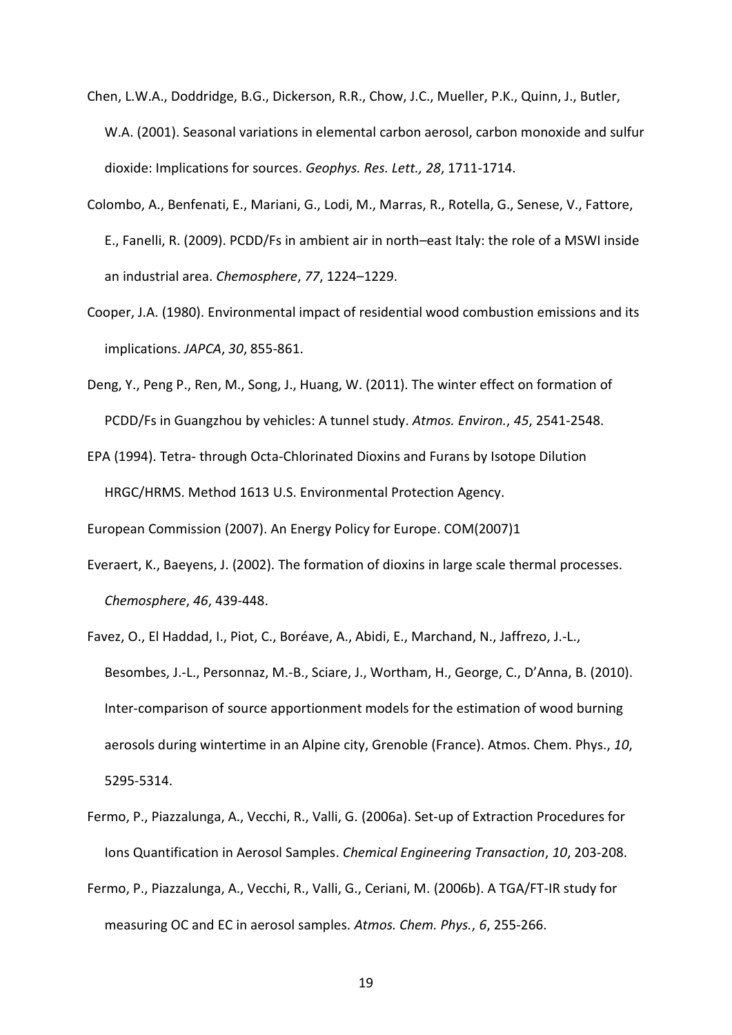Chen, L.W.A., Doddridge, B.G., Dickerson, R.R., Chow, J.C., Mueller, P.K., Quinn, J., Butler, W.A. (2001). Seasonal variations in elemental carbon aerosol, carbon monoxide and sulfur dioxide: Implications for sources. *Geophys. Res. Lett., 28*, 1711-1714.

Colombo, A., Benfenati, E., Mariani, G., Lodi, M., Marras, R., Rotella, G., Senese, V., Fattore, E., Fanelli, R. (2009). PCDD/Fs in ambient air in north–east Italy: the role of a MSWI inside an industrial area. *Chemosphere*, *77*, 1224–1229.

Cooper, J.A. (1980). Environmental impact of residential wood combustion emissions and its implications. *JAPCA*, *30*, 855-861.

Deng, Y., Peng P., Ren, M., Song, J., Huang, W. (2011). The winter effect on formation of PCDD/Fs in Guangzhou by vehicles: A tunnel study. *Atmos. Environ.*, *45*, 2541-2548.

EPA (1994). Tetra- through Octa-Chlorinated Dioxins and Furans by Isotope Dilution HRGC/HRMS. Method 1613 U.S. Environmental Protection Agency.

European Commission (2007). An Energy Policy for Europe. COM(2007)1

Everaert, K., Baeyens, J. (2002). The formation of dioxins in large scale thermal processes. *Chemosphere*, *46*, 439-448.

Favez, O., El Haddad, I., Piot, C., Boréave, A., Abidi, E., Marchand, N., Jaffrezo, J.-L., Besombes, J.-L., Personnaz, M.-B., Sciare, J., Wortham, H., George, C., D'Anna, B. (2010). Inter-comparison of source apportionment models for the estimation of wood burning aerosols during wintertime in an Alpine city, Grenoble (France). Atmos. Chem. Phys., *10*, 5295-5314.

Fermo, P., Piazzalunga, A., Vecchi, R., Valli, G. (2006a). Set-up of Extraction Procedures for Ions Quantification in Aerosol Samples. *Chemical Engineering Transaction*, *10*, 203-208.

Fermo, P., Piazzalunga, A., Vecchi, R., Valli, G., Ceriani, M. (2006b). A TGA/FT-IR study for measuring OC and EC in aerosol samples. *Atmos. Chem. Phys.*, *6*, 255-266.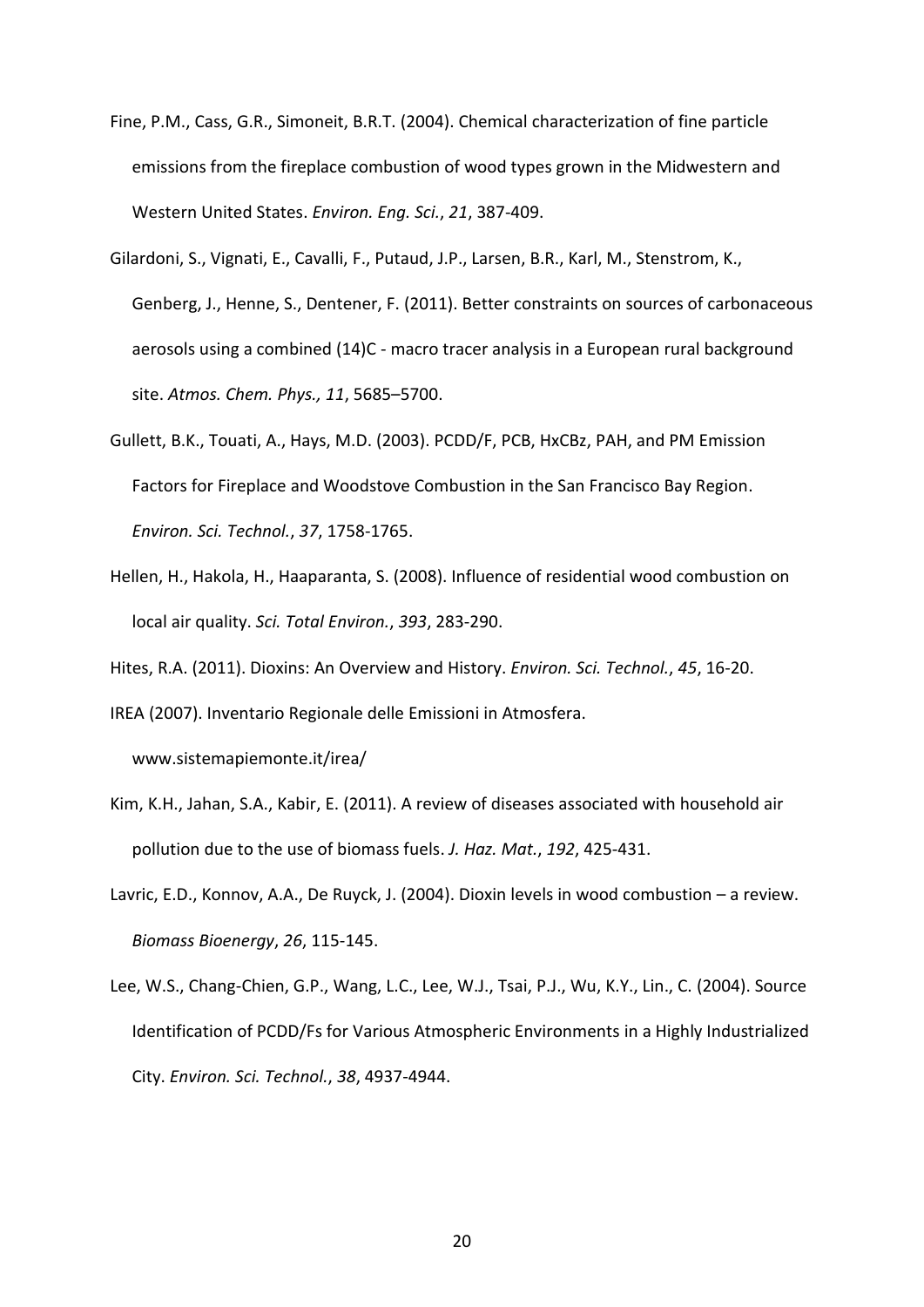Fine, P.M., Cass, G.R., Simoneit, B.R.T. (2004). Chemical characterization of fine particle emissions from the fireplace combustion of wood types grown in the Midwestern and Western United States. *Environ. Eng. Sci.*, *21*, 387-409.

Gilardoni, S., Vignati, E., Cavalli, F., Putaud, J.P., Larsen, B.R., Karl, M., Stenstrom, K., Genberg, J., Henne, S., Dentener, F. (2011). Better constraints on sources of carbonaceous aerosols using a combined (14)C - macro tracer analysis in a European rural background site. *Atmos. Chem. Phys., 11*, 5685–5700.

Gullett, B.K., Touati, A., Hays, M.D. (2003). PCDD/F, PCB, HxCBz, PAH, and PM Emission Factors for Fireplace and Woodstove Combustion in the San Francisco Bay Region. *Environ. Sci. Technol.*, *37*, 1758-1765.

Hellen, H., Hakola, H., Haaparanta, S. (2008). Influence of residential wood combustion on local air quality. *Sci. Total Environ.*, *393*, 283-290.

Hites, R.A. (2011). Dioxins: An Overview and History. *Environ. Sci. Technol.*, *45*, 16-20.

IREA (2007). Inventario Regionale delle Emissioni in Atmosfera. www.sistemapiemonte.it/irea/

Kim, K.H., Jahan, S.A., Kabir, E. (2011). A review of diseases associated with household air pollution due to the use of biomass fuels. *J. Haz. Mat.*, *192*, 425-431.

Lavric, E.D., Konnov, A.A., De Ruyck, J. (2004). Dioxin levels in wood combustion – a review. *Biomass Bioenergy*, *26*, 115-145.

Lee, W.S., Chang-Chien, G.P., Wang, L.C., Lee, W.J., Tsai, P.J., Wu, K.Y., Lin., C. (2004). Source Identification of PCDD/Fs for Various Atmospheric Environments in a Highly Industrialized City. *Environ. Sci. Technol.*, *38*, 4937-4944.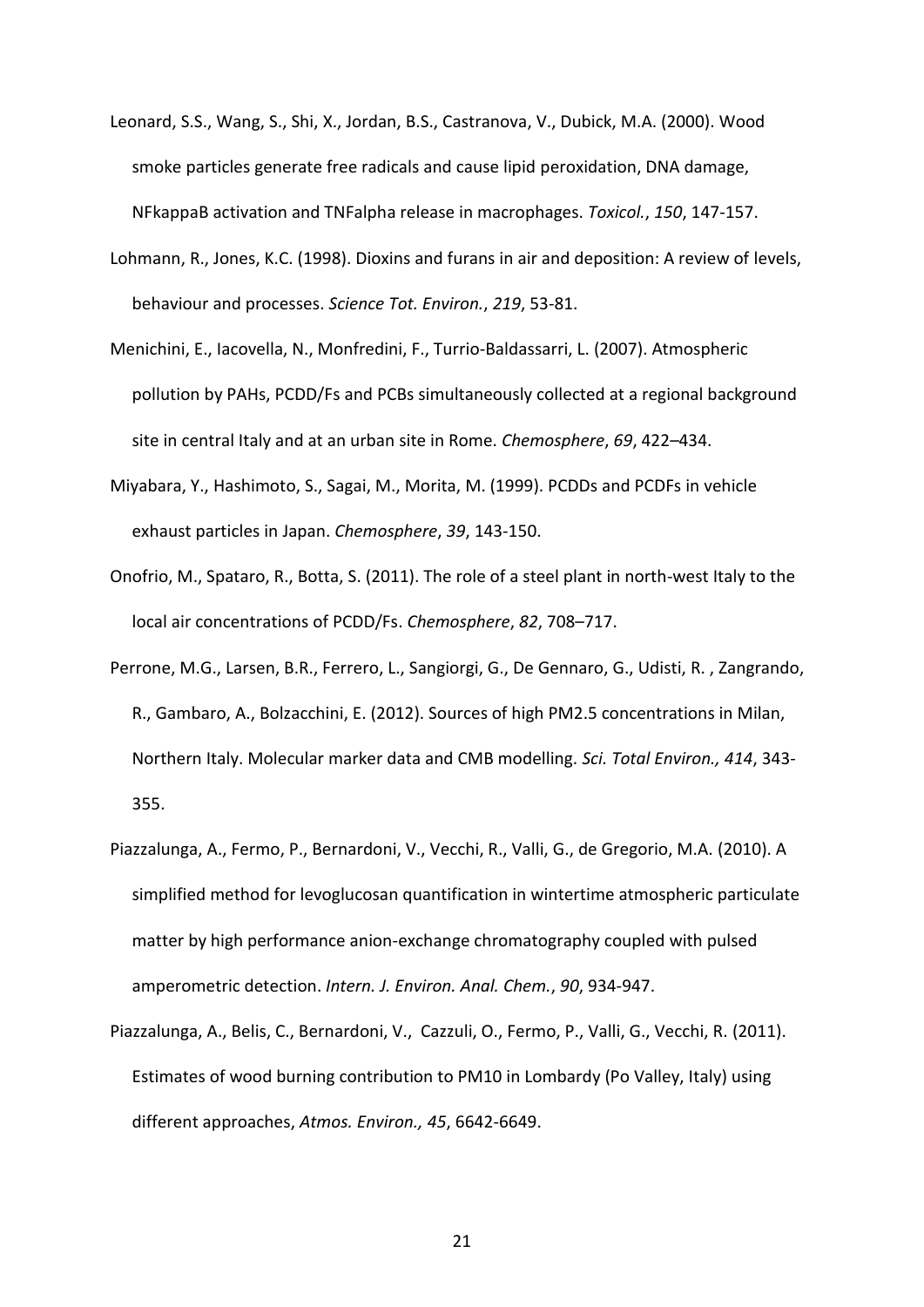Leonard, S.S., Wang, S., Shi, X., Jordan, B.S., Castranova, V., Dubick, M.A. (2000). Wood smoke particles generate free radicals and cause lipid peroxidation, DNA damage, NFkappaB activation and TNFalpha release in macrophages. *Toxicol.*, *150*, 147-157.

Lohmann, R., Jones, K.C. (1998). Dioxins and furans in air and deposition: A review of levels, behaviour and processes. *Science Tot. Environ.*, *219*, 53-81.

Menichini, E., Iacovella, N., Monfredini, F., Turrio-Baldassarri, L. (2007). Atmospheric pollution by PAHs, PCDD/Fs and PCBs simultaneously collected at a regional background site in central Italy and at an urban site in Rome. *Chemosphere*, *69*, 422–434.

Miyabara, Y., Hashimoto, S., Sagai, M., Morita, M. (1999). PCDDs and PCDFs in vehicle exhaust particles in Japan. *Chemosphere*, *39*, 143-150.

Onofrio, M., Spataro, R., Botta, S. (2011). The role of a steel plant in north-west Italy to the local air concentrations of PCDD/Fs. *Chemosphere*, *82*, 708–717.

Perrone, M.G., Larsen, B.R., Ferrero, L., Sangiorgi, G., De Gennaro, G., Udisti, R. , Zangrando, R., Gambaro, A., Bolzacchini, E. (2012). Sources of high PM2.5 concentrations in Milan, Northern Italy. Molecular marker data and CMB modelling. *Sci. Total Environ., 414*, 343-355.

Piazzalunga, A., Fermo, P., Bernardoni, V., Vecchi, R., Valli, G., de Gregorio, M.A. (2010). A simplified method for levoglucosan quantification in wintertime atmospheric particulate matter by high performance anion-exchange chromatography coupled with pulsed amperometric detection. *Intern. J. Environ. Anal. Chem.*, *90*, 934-947.

Piazzalunga, A., Belis, C., Bernardoni, V., Cazzuli, O., Fermo, P., Valli, G., Vecchi, R. (2011). Estimates of wood burning contribution to PM10 in Lombardy (Po Valley, Italy) using different approaches, *Atmos. Environ., 45*, 6642-6649.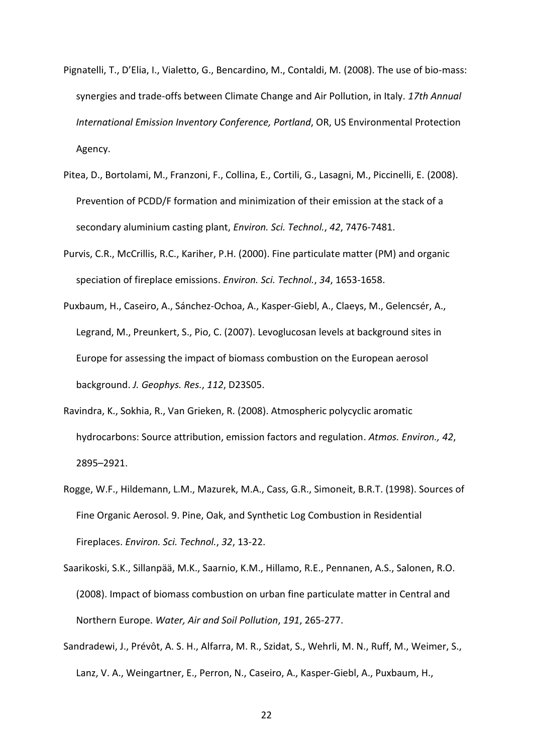Pignatelli, T., D'Elia, I., Vialetto, G., Bencardino, M., Contaldi, M. (2008). The use of bio-mass: synergies and trade-offs between Climate Change and Air Pollution, in Italy. *17th Annual International Emission Inventory Conference, Portland*, OR, US Environmental Protection Agency.

Pitea, D., Bortolami, M., Franzoni, F., Collina, E., Cortili, G., Lasagni, M., Piccinelli, E. (2008). Prevention of PCDD/F formation and minimization of their emission at the stack of a secondary aluminium casting plant, *Environ. Sci. Technol.*, *42*, 7476-7481.

Purvis, C.R., McCrillis, R.C., Kariher, P.H. (2000). Fine particulate matter (PM) and organic speciation of fireplace emissions. *Environ. Sci. Technol.*, *34*, 1653-1658.

Puxbaum, H., Caseiro, A., Sánchez-Ochoa, A., Kasper-Giebl, A., Claeys, M., Gelencsér, A., Legrand, M., Preunkert, S., Pio, C. (2007). Levoglucosan levels at background sites in Europe for assessing the impact of biomass combustion on the European aerosol background. *J. Geophys. Res.*, *112*, D23S05.

Ravindra, K., Sokhia, R., Van Grieken, R. (2008). Atmospheric polycyclic aromatic hydrocarbons: Source attribution, emission factors and regulation. *Atmos. Environ., 42*, 2895–2921.

Rogge, W.F., Hildemann, L.M., Mazurek, M.A., Cass, G.R., Simoneit, B.R.T. (1998). Sources of Fine Organic Aerosol. 9. Pine, Oak, and Synthetic Log Combustion in Residential Fireplaces. *Environ. Sci. Technol.*, *32*, 13-22.

Saarikoski, S.K., Sillanpää, M.K., Saarnio, K.M., Hillamo, R.E., Pennanen, A.S., Salonen, R.O. (2008). Impact of biomass combustion on urban fine particulate matter in Central and Northern Europe. *Water, Air and Soil Pollution*, *191*, 265-277.

Sandradewi, J., Prévôt, A. S. H., Alfarra, M. R., Szidat, S., Wehrli, M. N., Ruff, M., Weimer, S., Lanz, V. A., Weingartner, E., Perron, N., Caseiro, A., Kasper-Giebl, A., Puxbaum, H.,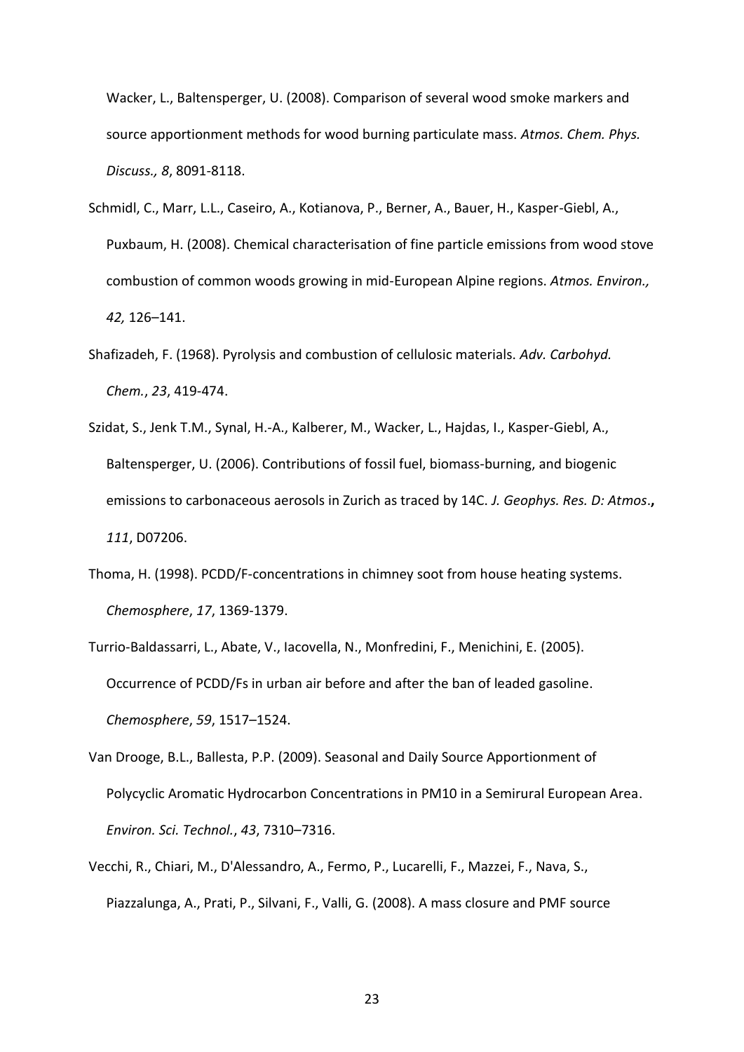Wacker, L., Baltensperger, U. (2008). Comparison of several wood smoke markers and source apportionment methods for wood burning particulate mass. *Atmos. Chem. Phys. Discuss., 8*, 8091-8118.

Schmidl, C., Marr, L.L., Caseiro, A., Kotianova, P., Berner, A., Bauer, H., Kasper-Giebl, A., Puxbaum, H. (2008). Chemical characterisation of fine particle emissions from wood stove combustion of common woods growing in mid-European Alpine regions. *Atmos. Environ., 42,* 126–141.

Shafizadeh, F. (1968). Pyrolysis and combustion of cellulosic materials. *Adv. Carbohyd. Chem.*, *23*, 419-474.

Szidat, S., Jenk T.M., Synal, H.-A., Kalberer, M., Wacker, L., Hajdas, I., Kasper-Giebl, A., Baltensperger, U. (2006). Contributions of fossil fuel, biomass-burning, and biogenic emissions to carbonaceous aerosols in Zurich as traced by 14C. *J. Geophys. Res. D: Atmos*.**,** *111*, D07206.

Thoma, H. (1998). PCDD/F-concentrations in chimney soot from house heating systems. *Chemosphere*, *17*, 1369-1379.

Turrio-Baldassarri, L., Abate, V., Iacovella, N., Monfredini, F., Menichini, E. (2005). Occurrence of PCDD/Fs in urban air before and after the ban of leaded gasoline. *Chemosphere*, *59*, 1517–1524.

Van Drooge, B.L., Ballesta, P.P. (2009). Seasonal and Daily Source Apportionment of Polycyclic Aromatic Hydrocarbon Concentrations in PM10 in a Semirural European Area. *Environ. Sci. Technol.*, *43*, 7310–7316.

Vecchi, R., Chiari, M., D'Alessandro, A., Fermo, P., Lucarelli, F., Mazzei, F., Nava, S., Piazzalunga, A., Prati, P., Silvani, F., Valli, G. (2008). A mass closure and PMF source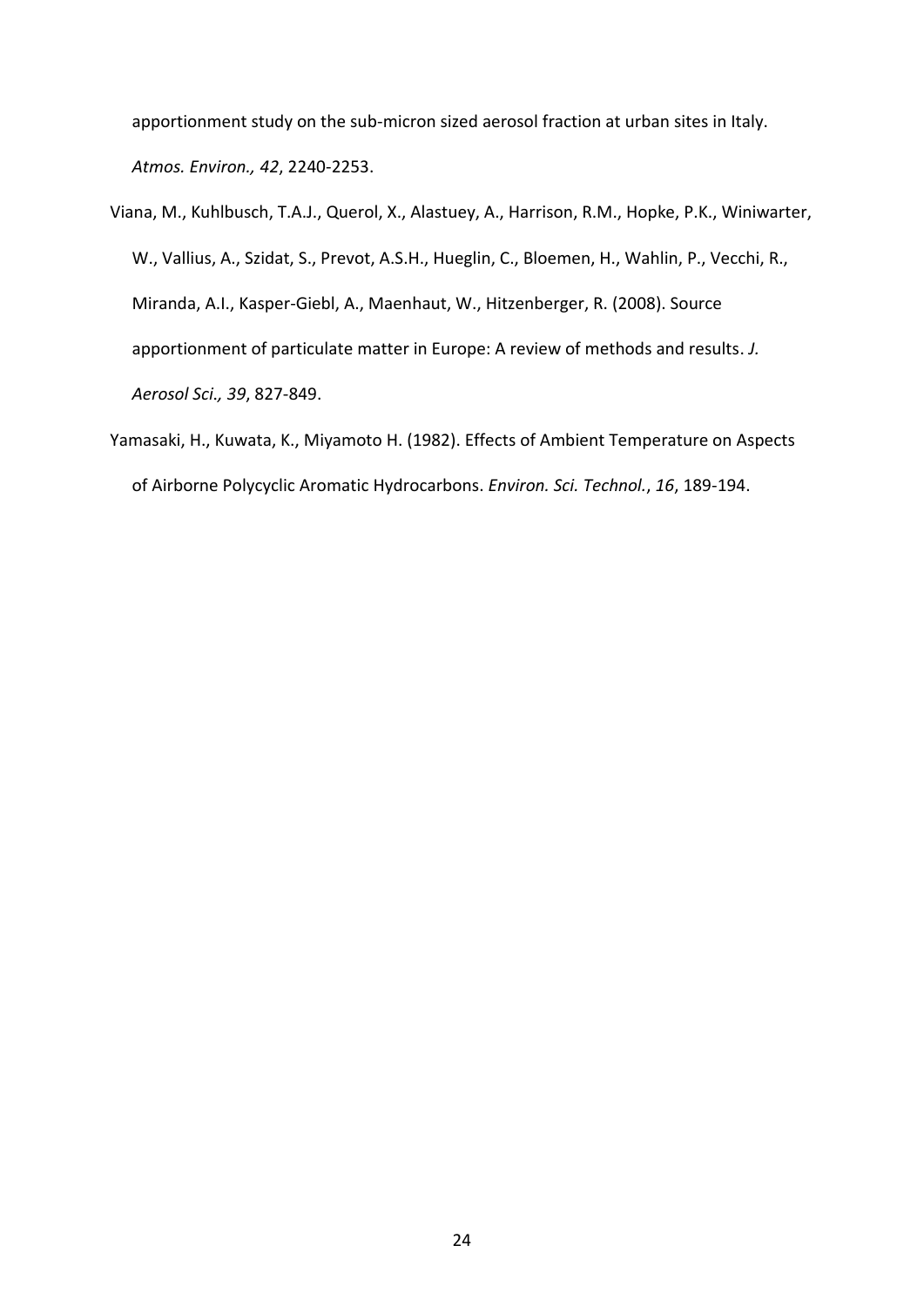apportionment study on the sub-micron sized aerosol fraction at urban sites in Italy. *Atmos. Environ., 42*, 2240-2253.

Viana, M., Kuhlbusch, T.A.J., Querol, X., Alastuey, A., Harrison, R.M., Hopke, P.K., Winiwarter, W., Vallius, A., Szidat, S., Prevot, A.S.H., Hueglin, C., Bloemen, H., Wahlin, P., Vecchi, R., Miranda, A.I., Kasper-Giebl, A., Maenhaut, W., Hitzenberger, R. (2008). Source apportionment of particulate matter in Europe: A review of methods and results. *J. Aerosol Sci., 39*, 827-849.

Yamasaki, H., Kuwata, K., Miyamoto H. (1982). Effects of Ambient Temperature on Aspects of Airborne Polycyclic Aromatic Hydrocarbons. *Environ. Sci. Technol.*, *16*, 189-194.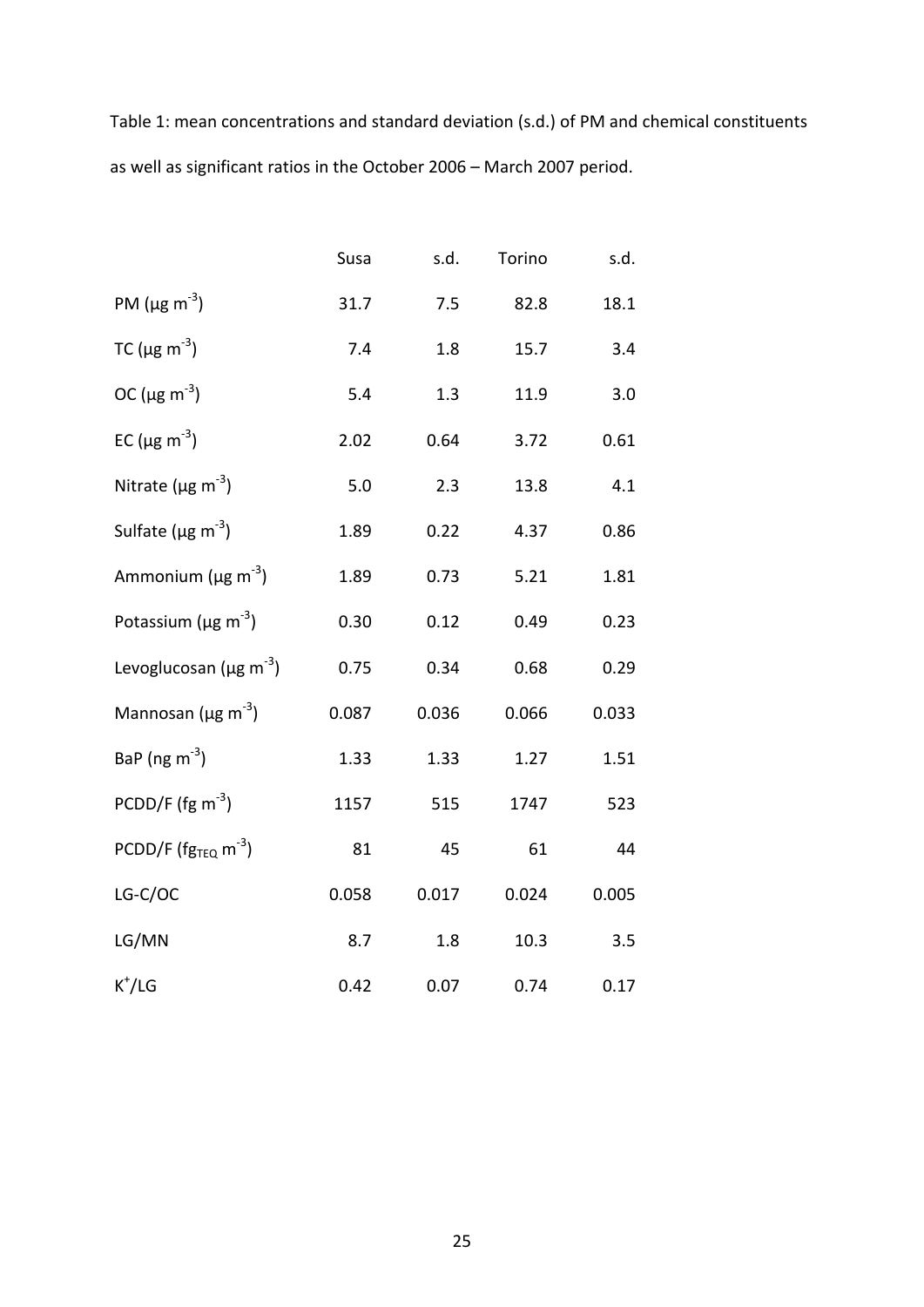Table 1: mean concentrations and standard deviation (s.d.) of PM and chemical constituents as well as significant ratios in the October 2006 – March 2007 period.

| | Susa | s.d. | Torino | s.d. |
|---|---|---|---|---|
| PM (μg $m^{-3}$) | 31.7 | 7.5 | 82.8 | 18.1 |
| TC (μg $m^{-3}$) | 7.4 | 1.8 | 15.7 | 3.4 |
| OC (μg $m^{-3}$) | 5.4 | 1.3 | 11.9 | 3.0 |
| EC (μg $m^{-3}$) | 2.02 | 0.64 | 3.72 | 0.61 |
| Nitrate (μg $m^{-3}$) | 5.0 | 2.3 | 13.8 | 4.1 |
| Sulfate (μg $m^{-3}$) | 1.89 | 0.22 | 4.37 | 0.86 |
| Ammonium (μg $m^{-3}$) | 1.89 | 0.73 | 5.21 | 1.81 |
| Potassium (μg $m^{-3}$) | 0.30 | 0.12 | 0.49 | 0.23 |
| Levoglucosan (μg $m^{-3}$) | 0.75 | 0.34 | 0.68 | 0.29 |
| Mannosan (μg $m^{-3}$) | 0.087 | 0.036 | 0.066 | 0.033 |
| BaP (ng $m^{-3}$) | 1.33 | 1.33 | 1.27 | 1.51 |
| PCDD/F (fg $m^{-3}$) | 1157 | 515 | 1747 | 523 |
| PCDD/F ($fg_{TEQ}$ $m^{-3}$) | 81 | 45 | 61 | 44 |
| LG-C/OC | 0.058 | 0.017 | 0.024 | 0.005 |
| LG/MN | 8.7 | 1.8 | 10.3 | 3.5 |
| $K^+$/LG | 0.42 | 0.07 | 0.74 | 0.17 |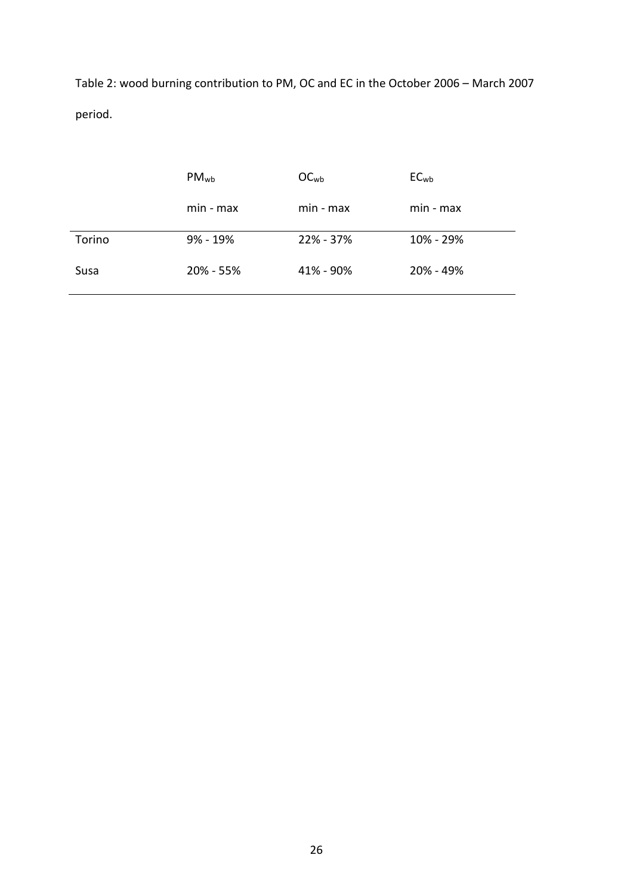Table 2: wood burning contribution to PM, OC and EC in the October 2006 – March 2007 period.

| | $PM_{wb}$ | $OC_{wb}$ | $EC_{wb}$ |
|---|---|---|---|
| | min - max | min - max | min - max |
| Torino | 9% - 19% | 22% - 37% | 10% - 29% |
| Susa | 20% - 55% | 41% - 90% | 20% - 49% |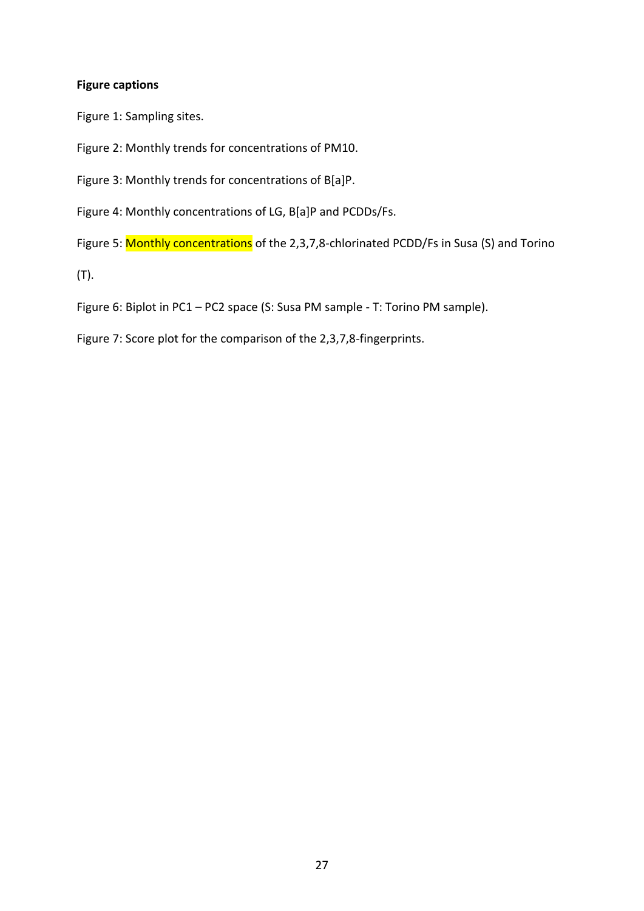**Figure captions**

Figure 1: Sampling sites.

Figure 2: Monthly trends for concentrations of PM10.

Figure 3: Monthly trends for concentrations of B[a]P.

Figure 4: Monthly concentrations of LG, B[a]P and PCDDs/Fs.

Figure 5: Monthly concentrations of the 2,3,7,8-chlorinated PCDD/Fs in Susa (S) and Torino (T).

Figure 6: Biplot in PC1 – PC2 space (S: Susa PM sample - T: Torino PM sample).

Figure 7: Score plot for the comparison of the 2,3,7,8-fingerprints.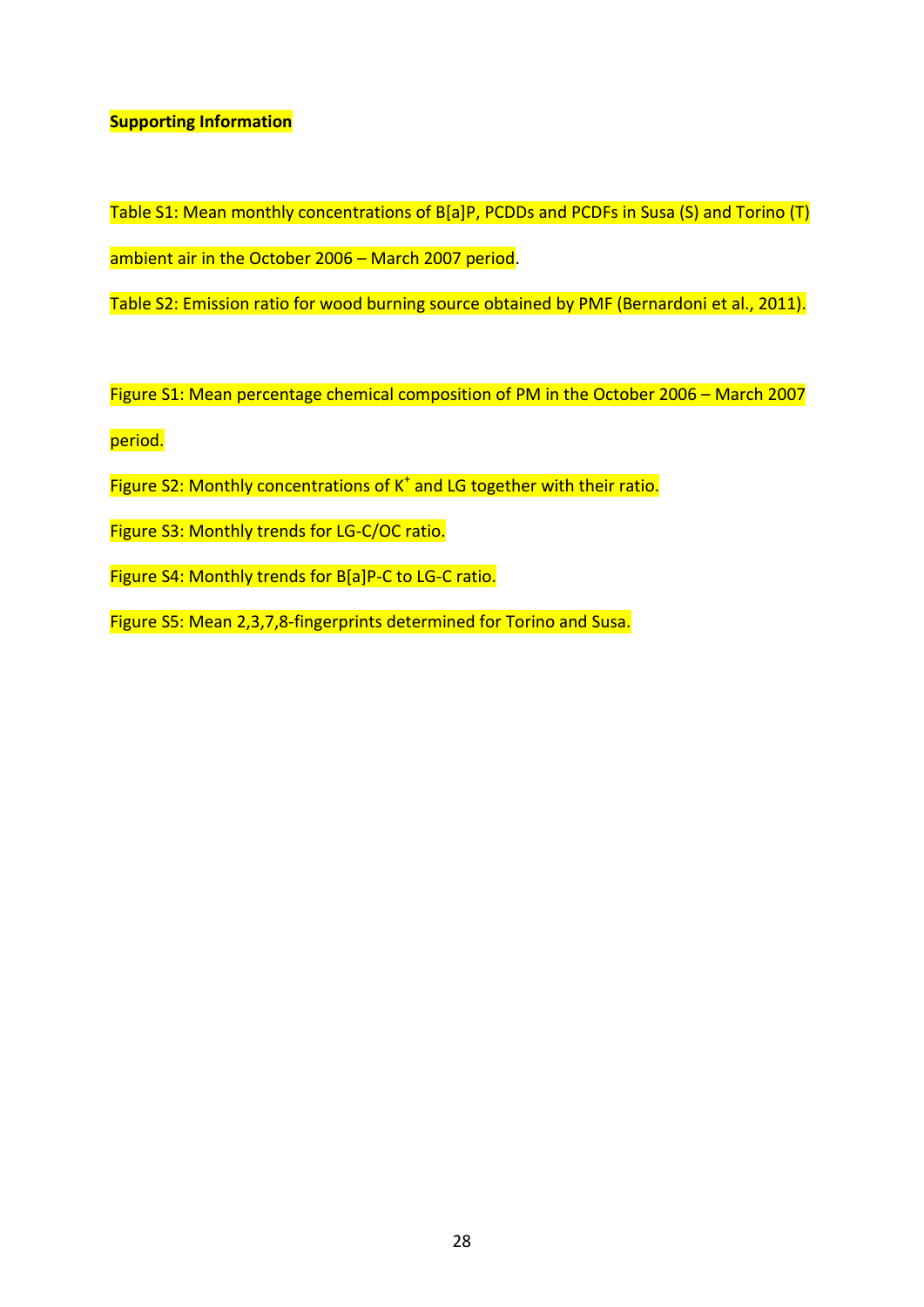**Supporting Information**

Table S1: Mean monthly concentrations of B[a]P, PCDDs and PCDFs in Susa (S) and Torino (T) ambient air in the October 2006 – March 2007 period.

Table S2: Emission ratio for wood burning source obtained by PMF (Bernardoni et al., 2011).

Figure S1: Mean percentage chemical composition of PM in the October 2006 – March 2007 period.

Figure S2: Monthly concentrations of $K^+$ and LG together with their ratio.

Figure S3: Monthly trends for LG-C/OC ratio.

Figure S4: Monthly trends for B[a]P-C to LG-C ratio.

Figure S5: Mean 2,3,7,8-fingerprints determined for Torino and Susa.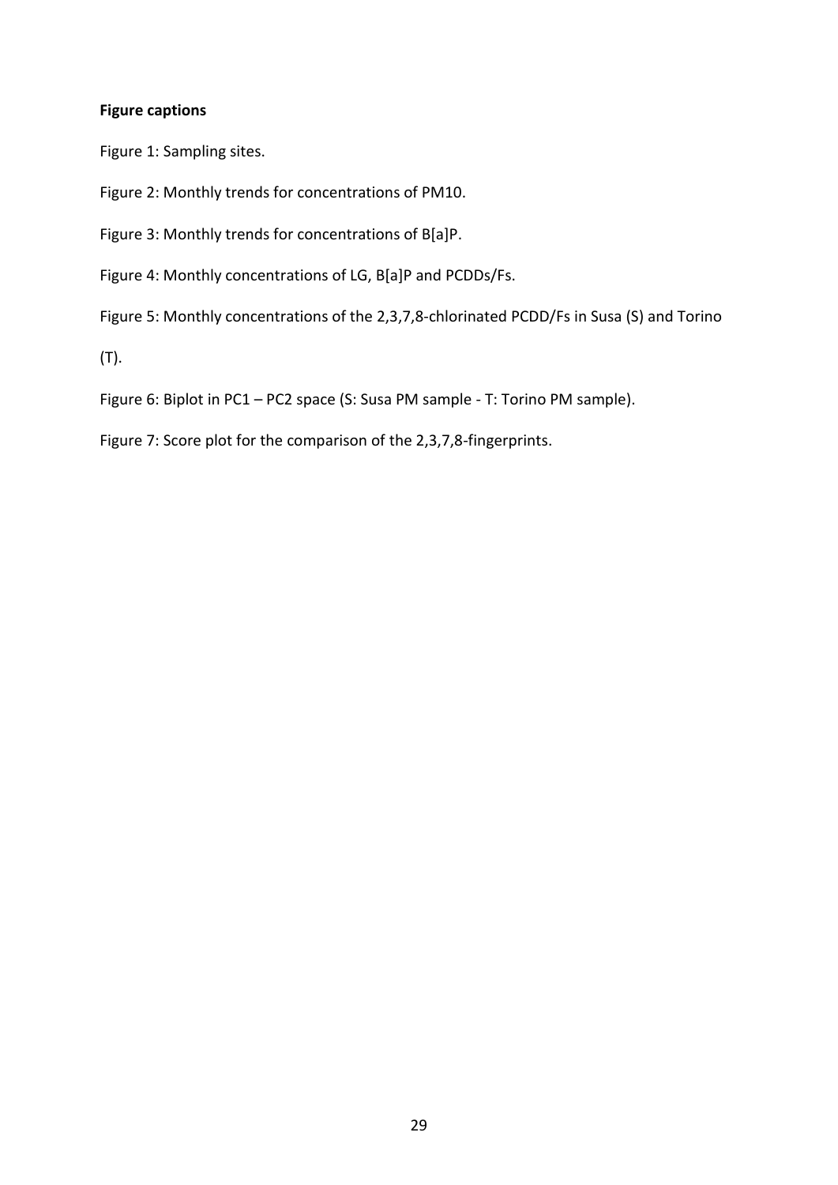**Figure captions**

Figure 1: Sampling sites.

Figure 2: Monthly trends for concentrations of PM10.

Figure 3: Monthly trends for concentrations of B[a]P.

Figure 4: Monthly concentrations of LG, B[a]P and PCDDs/Fs.

Figure 5: Monthly concentrations of the 2,3,7,8-chlorinated PCDD/Fs in Susa (S) and Torino (T).

Figure 6: Biplot in PC1 – PC2 space (S: Susa PM sample - T: Torino PM sample).

Figure 7: Score plot for the comparison of the 2,3,7,8-fingerprints.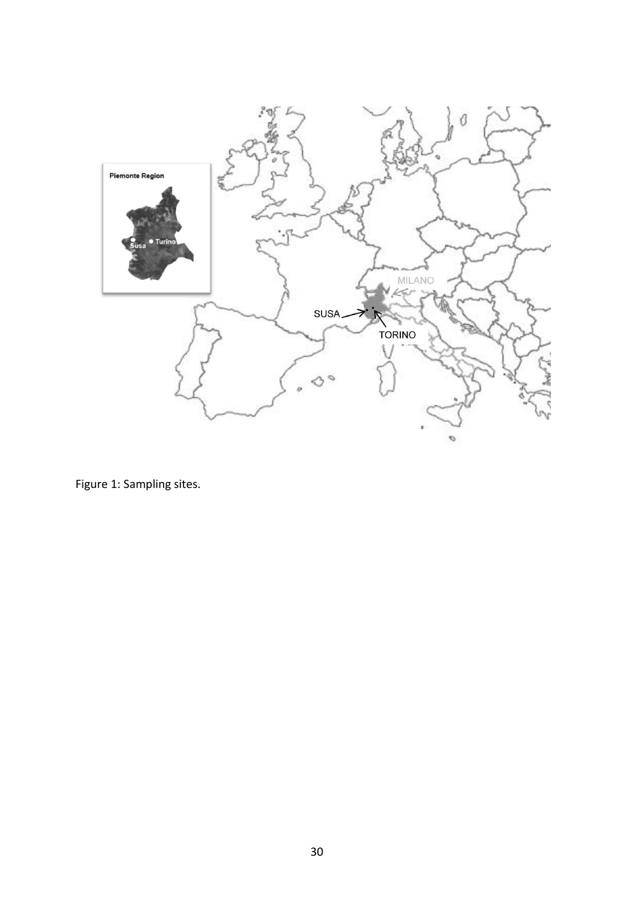Figure 1: Sampling sites.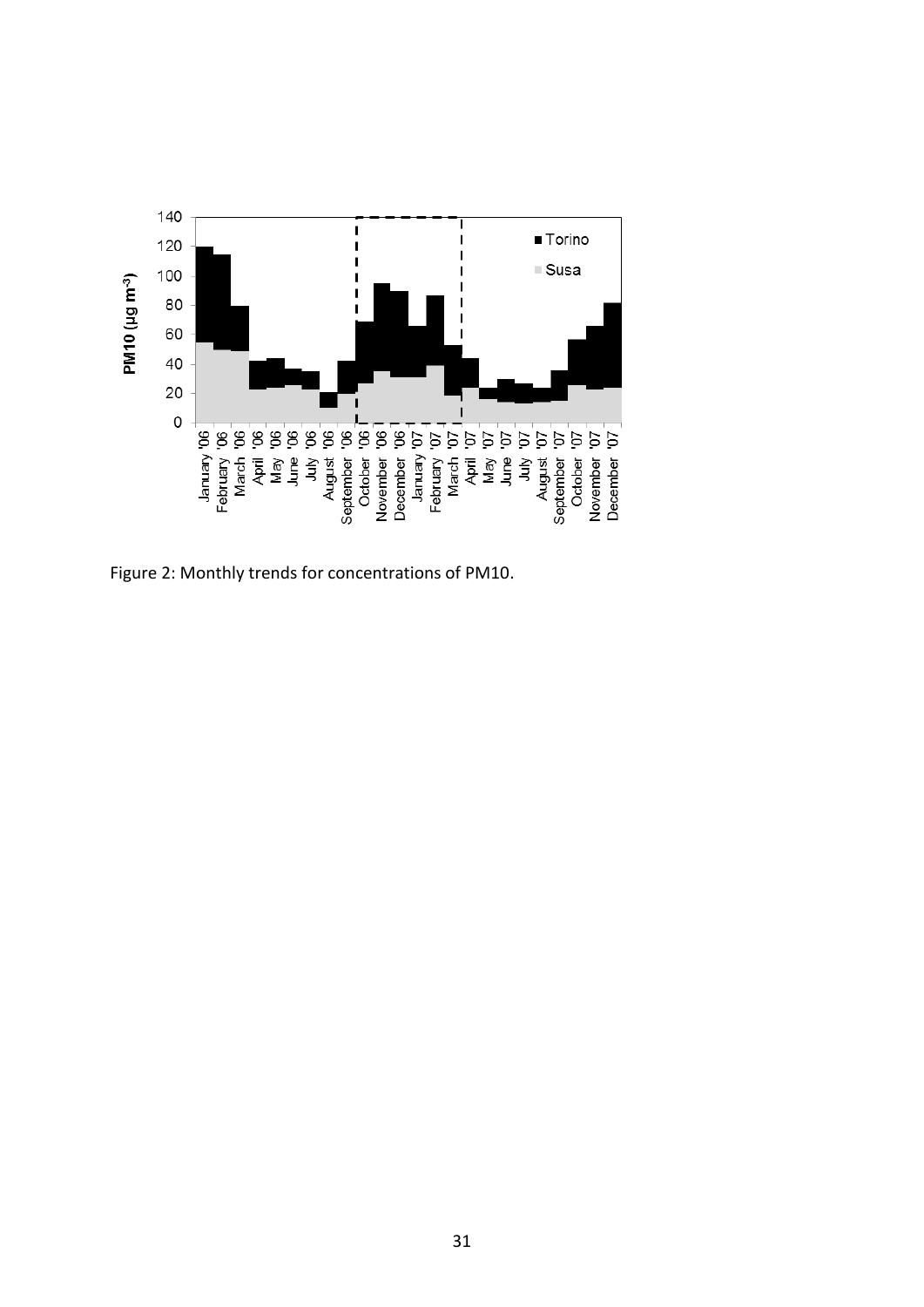Figure 2: Monthly trends for concentrations of PM10.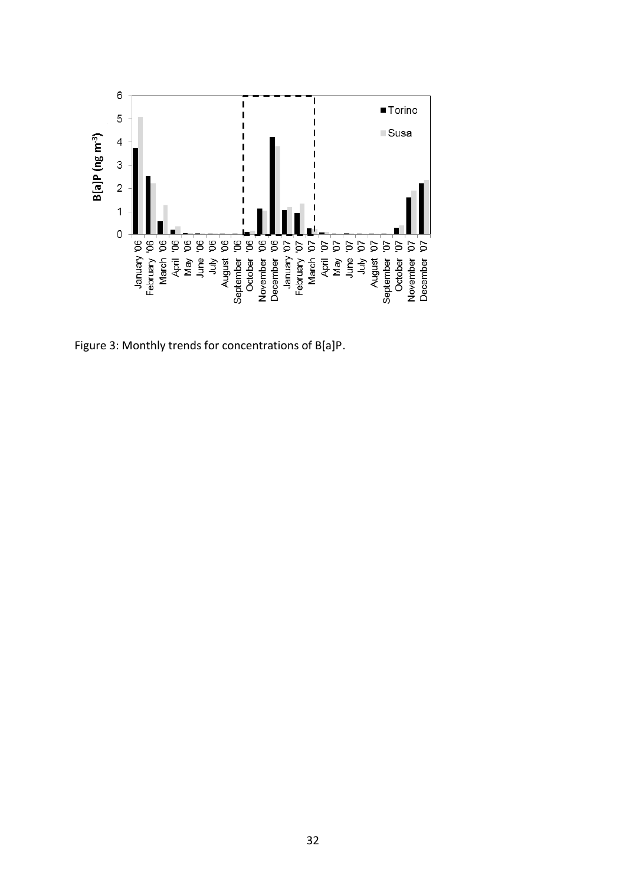Figure 3: Monthly trends for concentrations of B[a]P.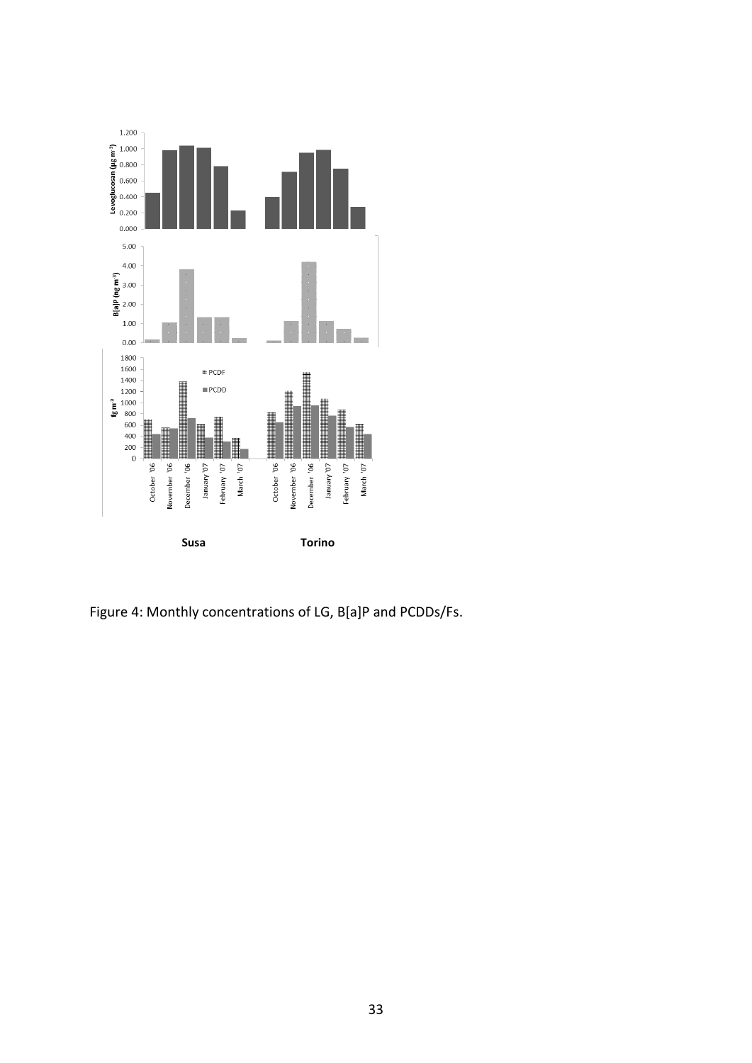Figure 4: Monthly concentrations of LG, B[a]P and PCDDs/Fs.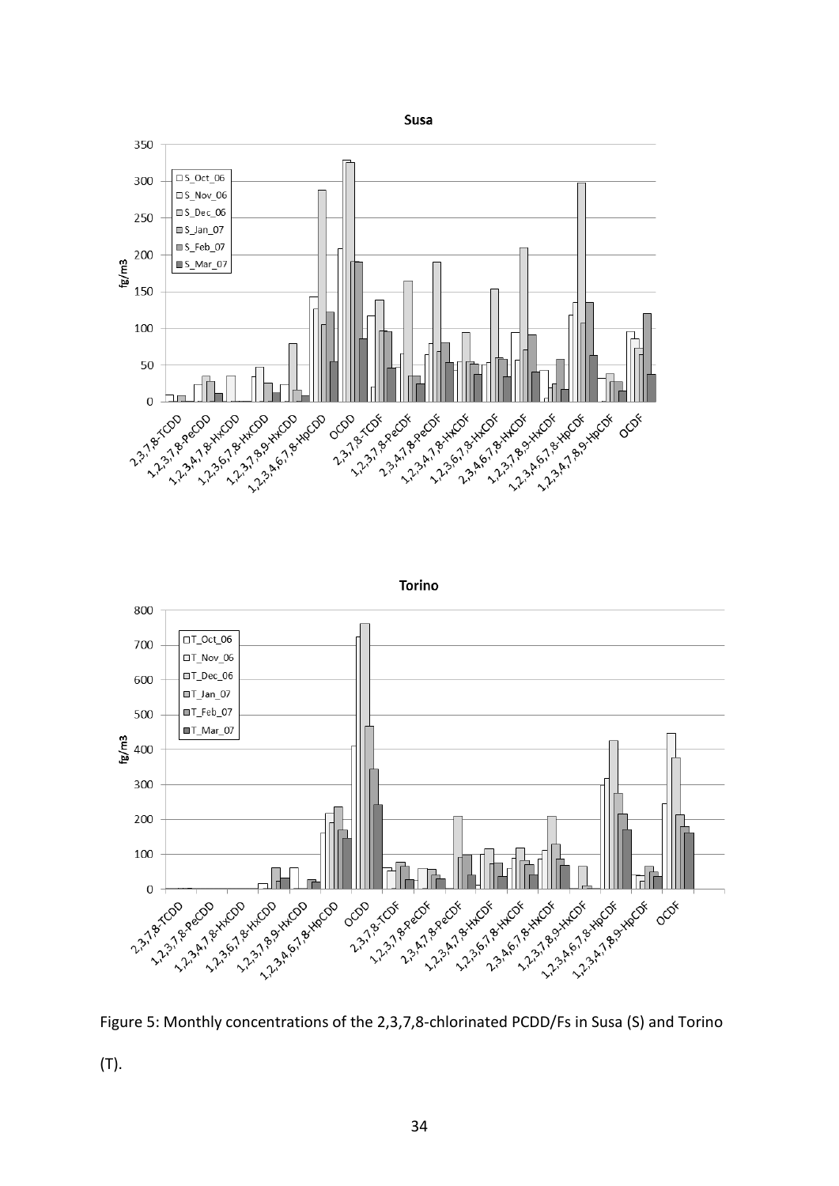Figure 5: Monthly concentrations of the 2,3,7,8-chlorinated PCDD/Fs in Susa (S) and Torino (T).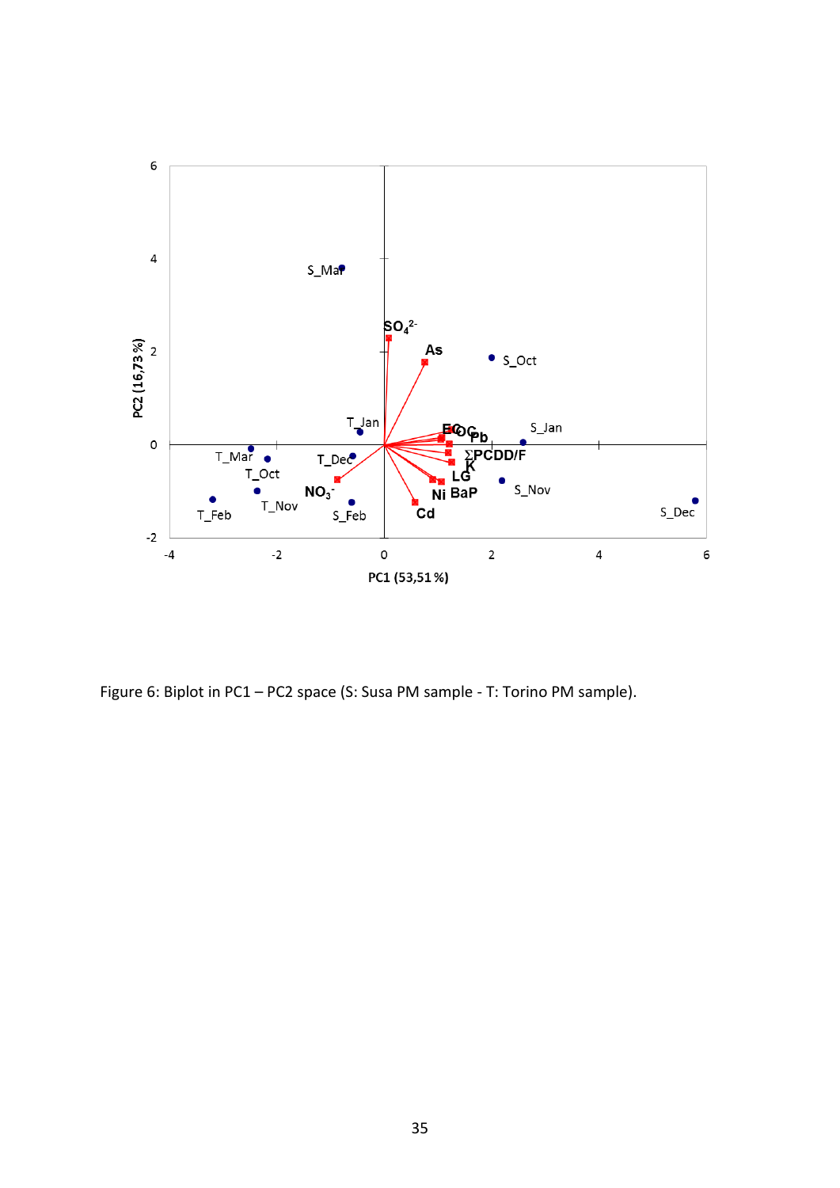Figure 6: Biplot in PC1 – PC2 space (S: Susa PM sample - T: Torino PM sample).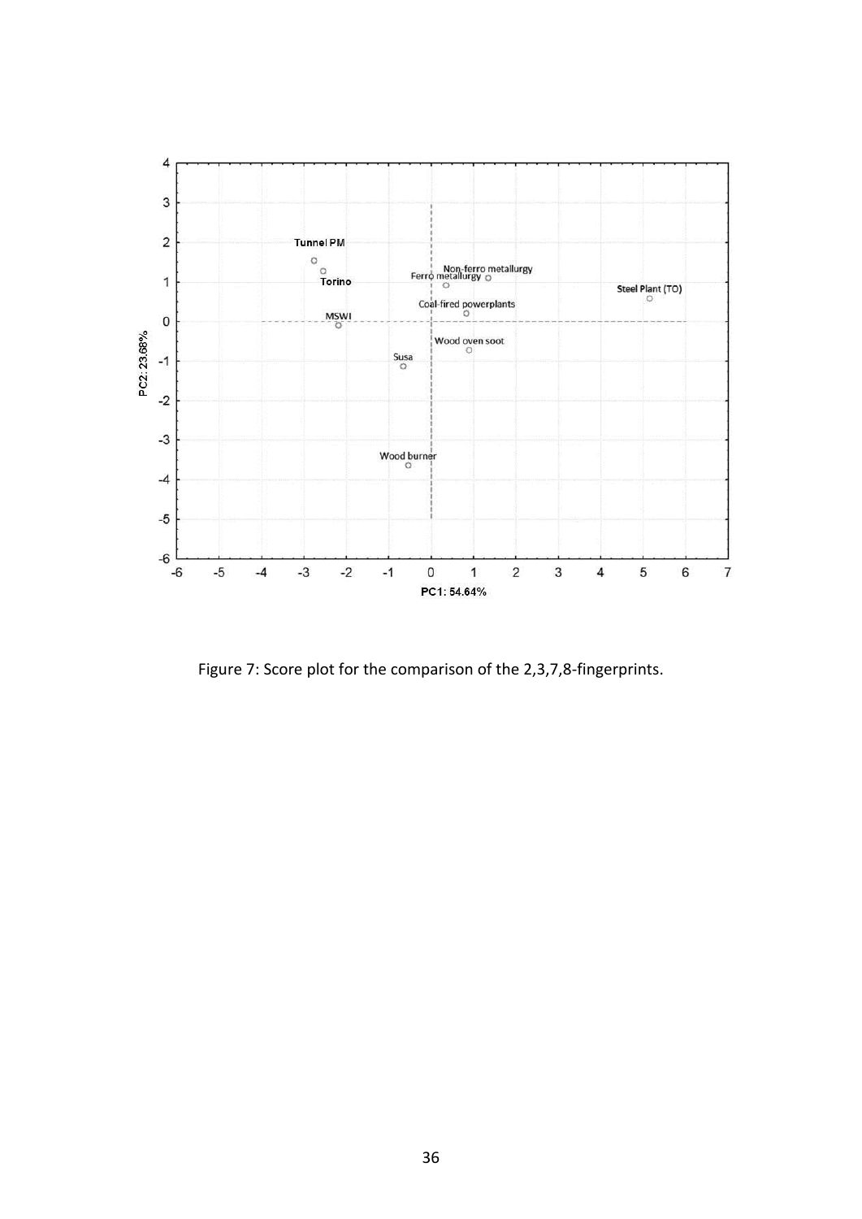Figure 7: Score plot for the comparison of the 2,3,7,8-fingerprints.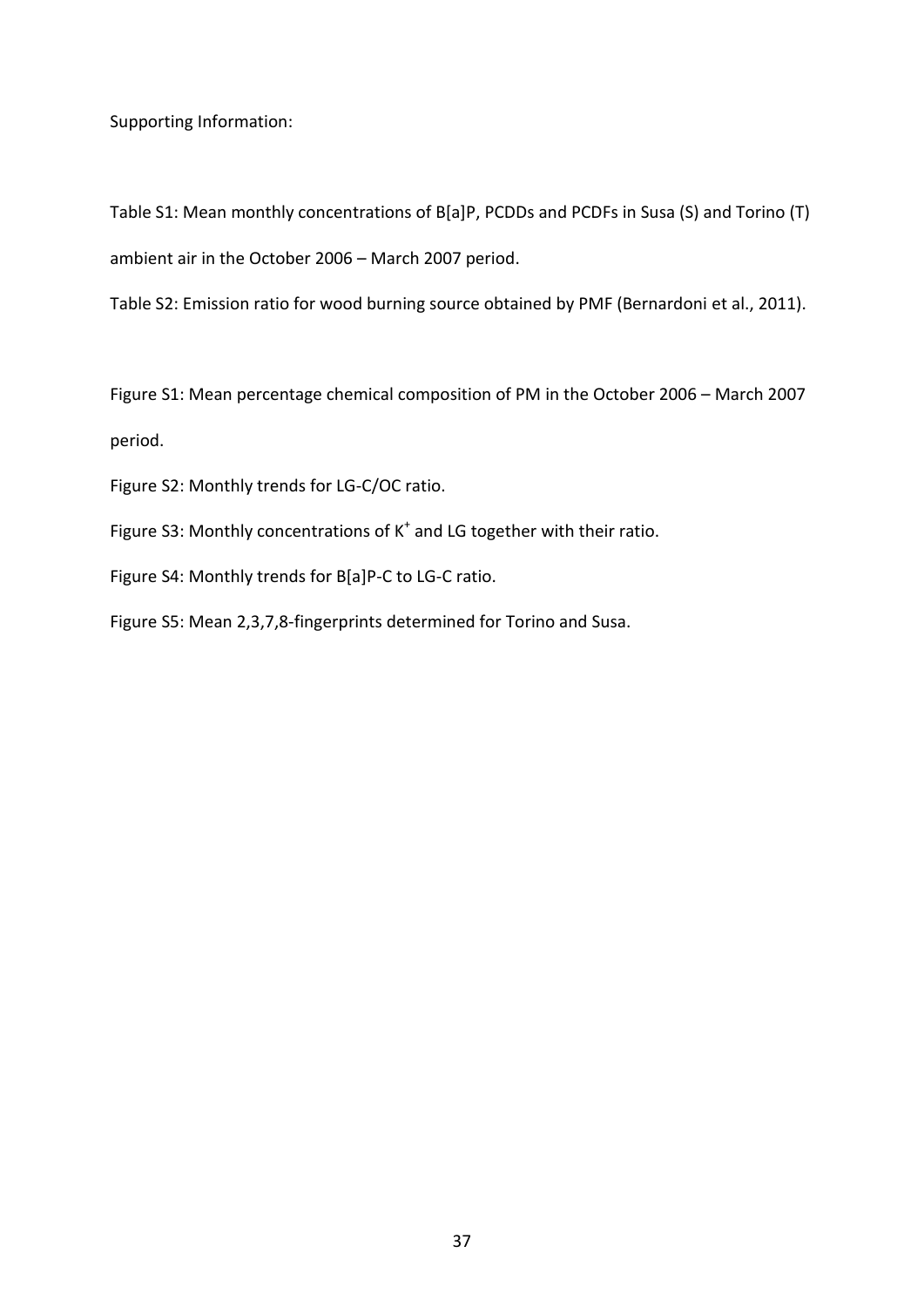Supporting Information:

Table S1: Mean monthly concentrations of B[a]P, PCDDs and PCDFs in Susa (S) and Torino (T) ambient air in the October 2006 – March 2007 period.

Table S2: Emission ratio for wood burning source obtained by PMF (Bernardoni et al., 2011).

Figure S1: Mean percentage chemical composition of PM in the October 2006 – March 2007 period.

Figure S2: Monthly trends for LG-C/OC ratio.

Figure S3: Monthly concentrations of $K^+$ and LG together with their ratio.

Figure S4: Monthly trends for B[a]P-C to LG-C ratio.

Figure S5: Mean 2,3,7,8-fingerprints determined for Torino and Susa.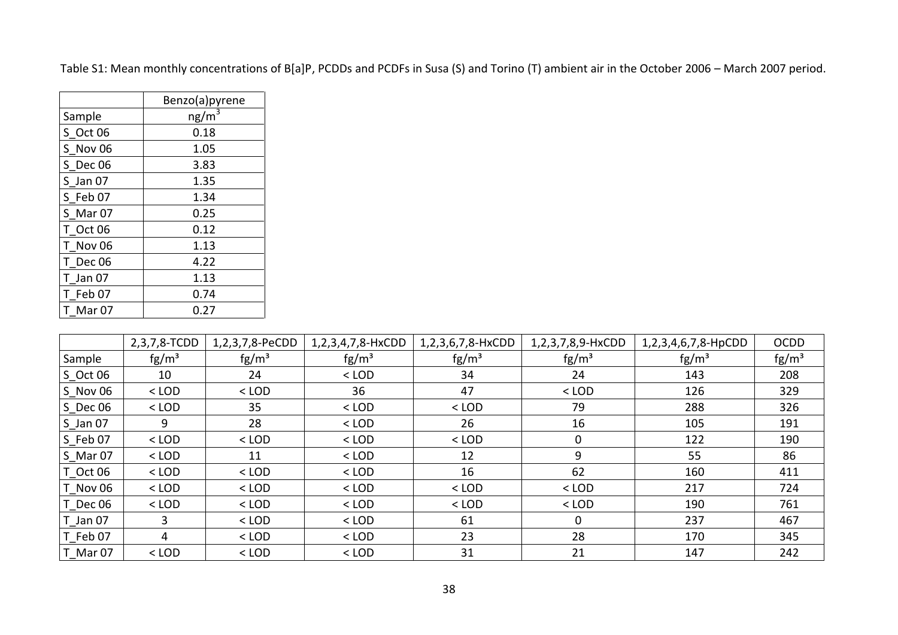Table S1: Mean monthly concentrations of B[a]P, PCDDs and PCDFs in Susa (S) and Torino (T) ambient air in the October 2006 – March 2007 period.

| | Benzo(a)pyrene |
|---|---|
| Sample | $ng/m^3$ |
| S_Oct 06 | 0.18 |
| S_Nov 06 | 1.05 |
| S_Dec 06 | 3.83 |
| S_Jan 07 | 1.35 |
| S_Feb 07 | 1.34 |
| S_Mar 07 | 0.25 |
| T_Oct 06 | 0.12 |
| T_Nov 06 | 1.13 |
| T_Dec 06 | 4.22 |
| T_Jan 07 | 1.13 |
| T_Feb 07 | 0.74 |
| T_Mar 07 | 0.27 |

| | 2,3,7,8-TCDD | 1,2,3,7,8-PeCDD | 1,2,3,4,7,8-HxCDD | 1,2,3,6,7,8-HxCDD | 1,2,3,7,8,9-HxCDD | 1,2,3,4,6,7,8-HpCDD | OCDD |
|---|---|---|---|---|---|---|---|
| Sample | $fg/m^3$ | $fg/m^3$ | $fg/m^3$ | $fg/m^3$ | $fg/m^3$ | $fg/m^3$ | $fg/m^3$ |
| S_Oct 06 | 10 | 24 | < LOD | 34 | 24 | 143 | 208 |
| S_Nov 06 | < LOD | < LOD | 36 | 47 | < LOD | 126 | 329 |
| S_Dec 06 | < LOD | 35 | < LOD | < LOD | 79 | 288 | 326 |
| S_Jan 07 | 9 | 28 | < LOD | 26 | 16 | 105 | 191 |
| S_Feb 07 | < LOD | < LOD | < LOD | < LOD | 0 | 122 | 190 |
| S_Mar 07 | < LOD | 11 | < LOD | 12 | 9 | 55 | 86 |
| T_Oct 06 | < LOD | < LOD | < LOD | 16 | 62 | 160 | 411 |
| T_Nov 06 | < LOD | < LOD | < LOD | < LOD | < LOD | 217 | 724 |
| T_Dec 06 | < LOD | < LOD | < LOD | < LOD | < LOD | 190 | 761 |
| T_Jan 07 | 3 | < LOD | < LOD | 61 | 0 | 237 | 467 |
| T_Feb 07 | 4 | < LOD | < LOD | 23 | 28 | 170 | 345 |
| T_Mar 07 | < LOD | < LOD | < LOD | 31 | 21 | 147 | 242 |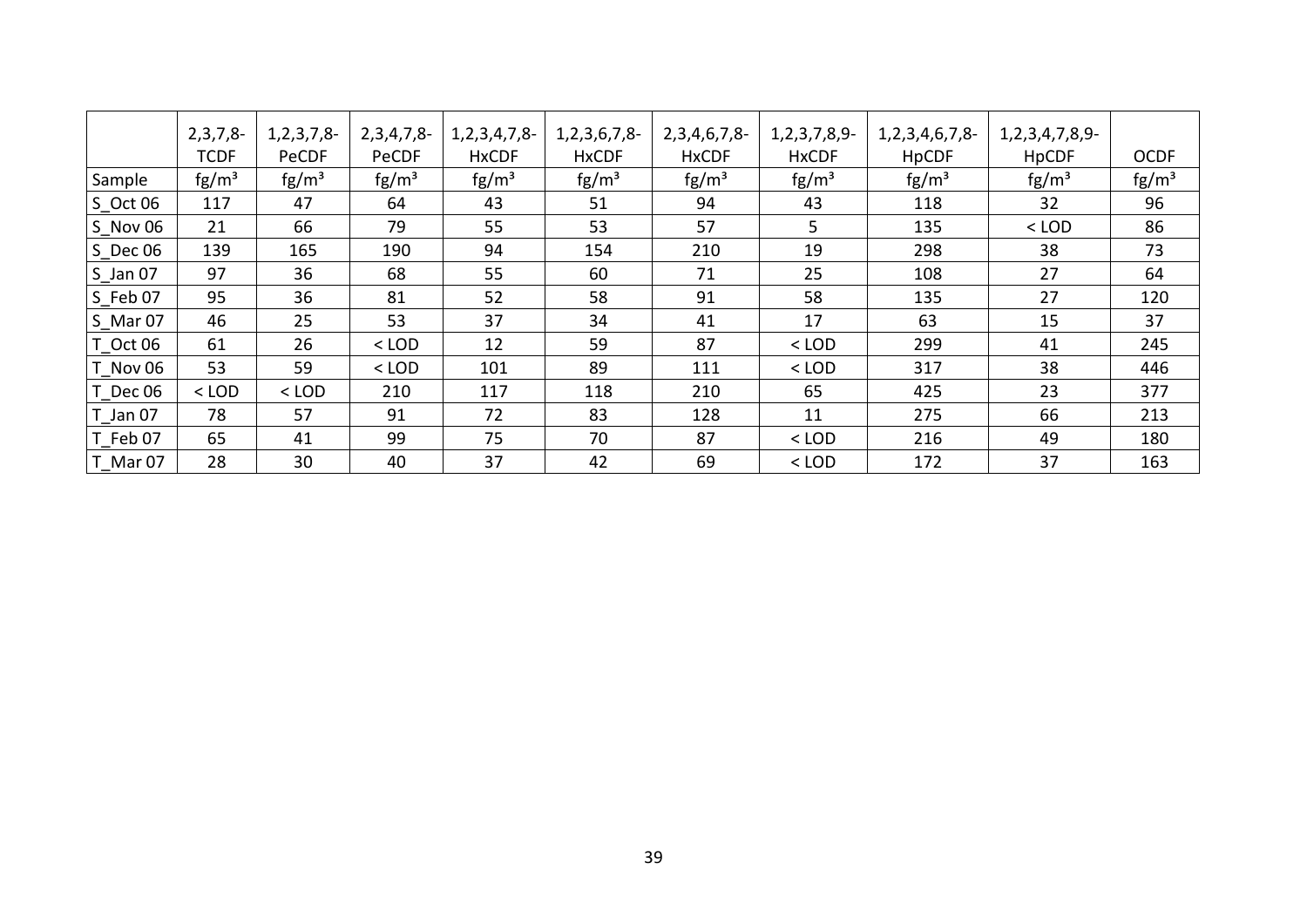| | 2,3,7,8-TCDF | 1,2,3,7,8-PeCDF | 2,3,4,7,8-PeCDF | 1,2,3,4,7,8-HxCDF | 1,2,3,6,7,8-HxCDF | 2,3,4,6,7,8-HxCDF | 1,2,3,7,8,9-HxCDF | 1,2,3,4,6,7,8-HpCDF | 1,2,3,4,7,8,9-HpCDF | OCDF |
|---|---|---|---|---|---|---|---|---|---|---|
| Sample | fg/m³ | fg/m³ | fg/m³ | fg/m³ | fg/m³ | fg/m³ | fg/m³ | fg/m³ | fg/m³ | fg/m³ |
| S_Oct 06 | 117 | 47 | 64 | 43 | 51 | 94 | 43 | 118 | 32 | 96 |
| S_Nov 06 | 21 | 66 | 79 | 55 | 53 | 57 | 5 | 135 | < LOD | 86 |
| S_Dec 06 | 139 | 165 | 190 | 94 | 154 | 210 | 19 | 298 | 38 | 73 |
| S_Jan 07 | 97 | 36 | 68 | 55 | 60 | 71 | 25 | 108 | 27 | 64 |
| S_Feb 07 | 95 | 36 | 81 | 52 | 58 | 91 | 58 | 135 | 27 | 120 |
| S_Mar 07 | 46 | 25 | 53 | 37 | 34 | 41 | 17 | 63 | 15 | 37 |
| T_Oct 06 | 61 | 26 | < LOD | 12 | 59 | 87 | < LOD | 299 | 41 | 245 |
| T_Nov 06 | 53 | 59 | < LOD | 101 | 89 | 111 | < LOD | 317 | 38 | 446 |
| T_Dec 06 | < LOD | < LOD | 210 | 117 | 118 | 210 | 65 | 425 | 23 | 377 |
| T_Jan 07 | 78 | 57 | 91 | 72 | 83 | 128 | 11 | 275 | 66 | 213 |
| T_Feb 07 | 65 | 41 | 99 | 75 | 70 | 87 | < LOD | 216 | 49 | 180 |
| T_Mar 07 | 28 | 30 | 40 | 37 | 42 | 69 | < LOD | 172 | 37 | 163 |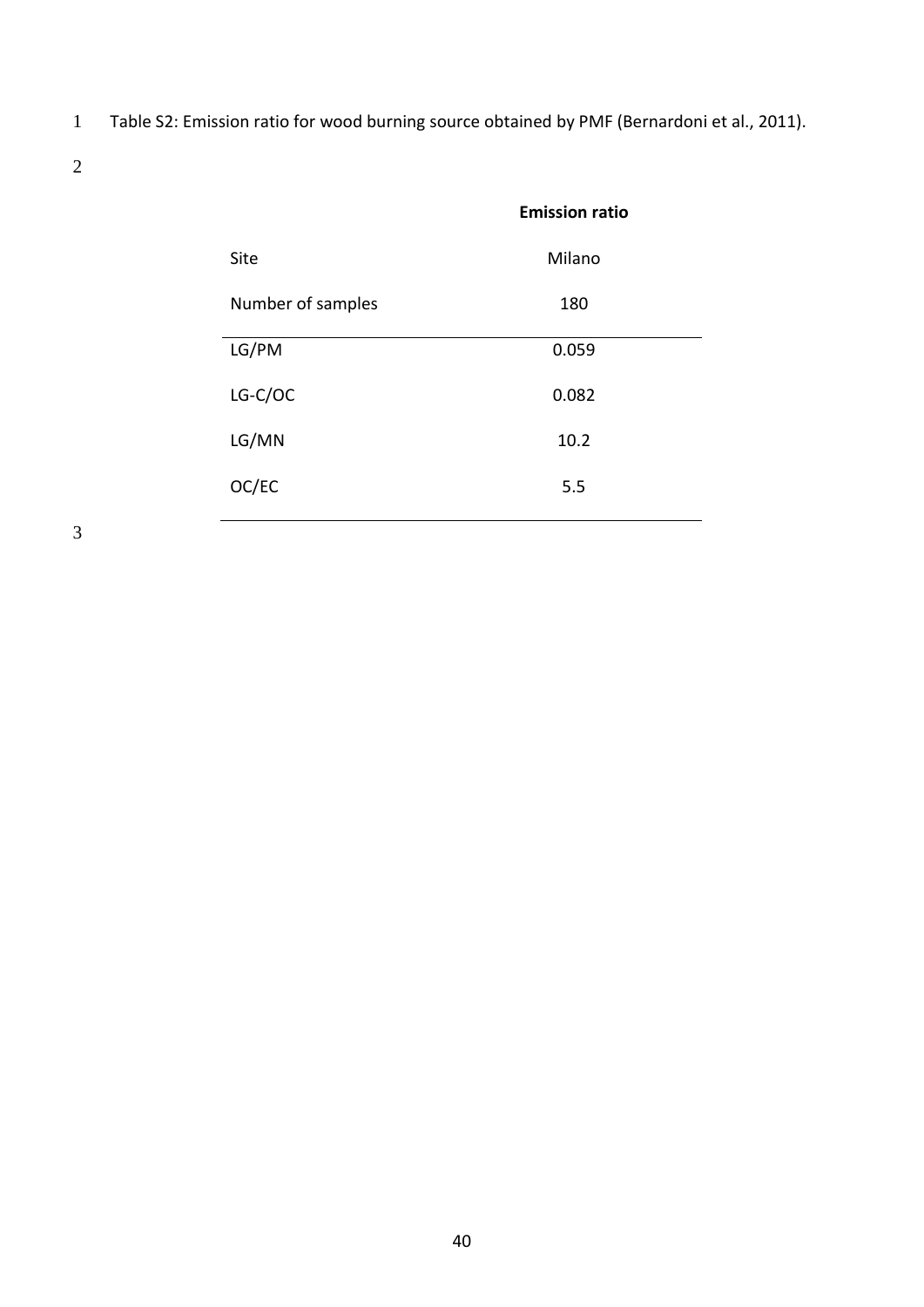Table S2: Emission ratio for wood burning source obtained by PMF (Bernardoni et al., 2011).

| | Emission ratio |
|---|---|
| Site | Milano |
| Number of samples | 180 |
| LG/PM | 0.059 |
| LG-C/OC | 0.082 |
| LG/MN | 10.2 |
| OC/EC | 5.5 |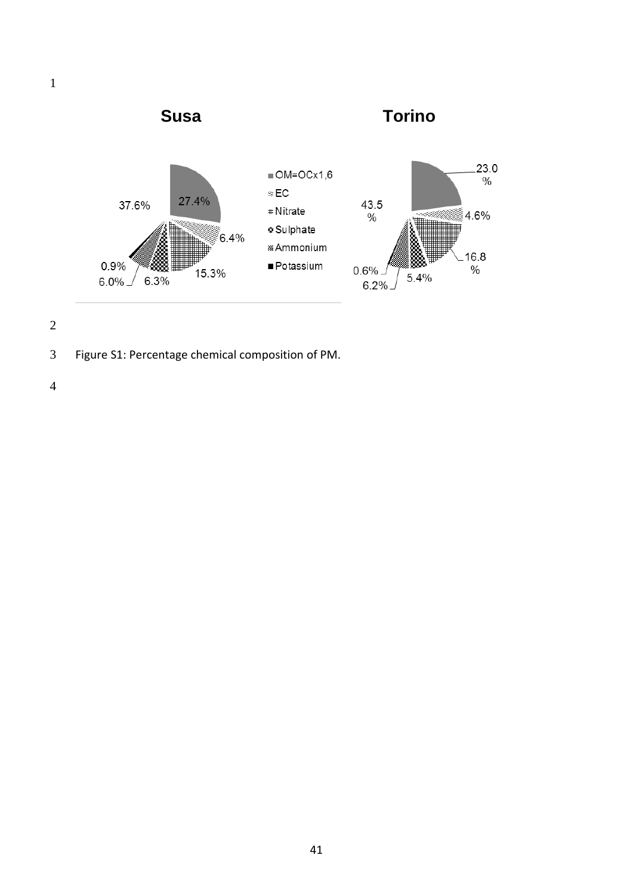**Susa**

- OM=OCx1,6: 27.4%
- EC: 6.4%
- Nitrate: 15.3%
- Sulphate: 6.3%
- Ammonium: 6.0%
- Potassium: 0.9%
- 37.6%

**Torino**

- OM=OCx1,6: 23.0 %
- EC: 4.6%
- Nitrate: 16.8 %
- Sulphate: 5.4%
- Ammonium: 6.2%
- Potassium: 0.6%
- 43.5 %

Figure S1: Percentage chemical composition of PM.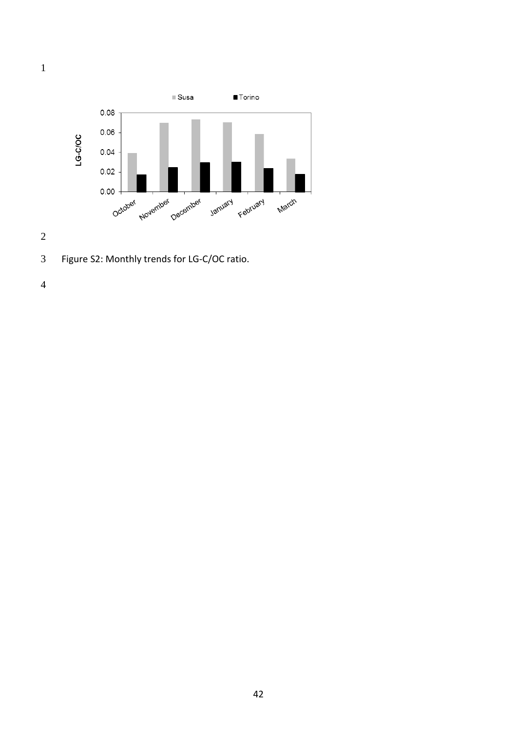Figure S2: Monthly trends for LG-C/OC ratio.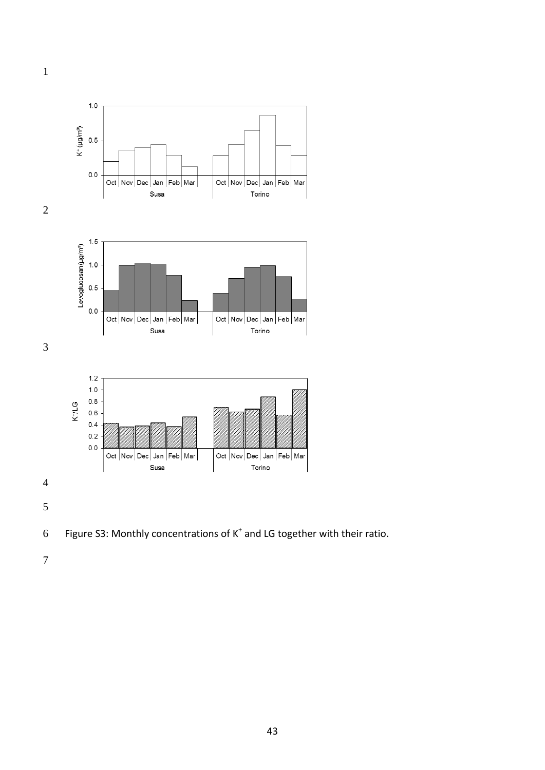Figure S3: Monthly concentrations of $K^+$ and LG together with their ratio.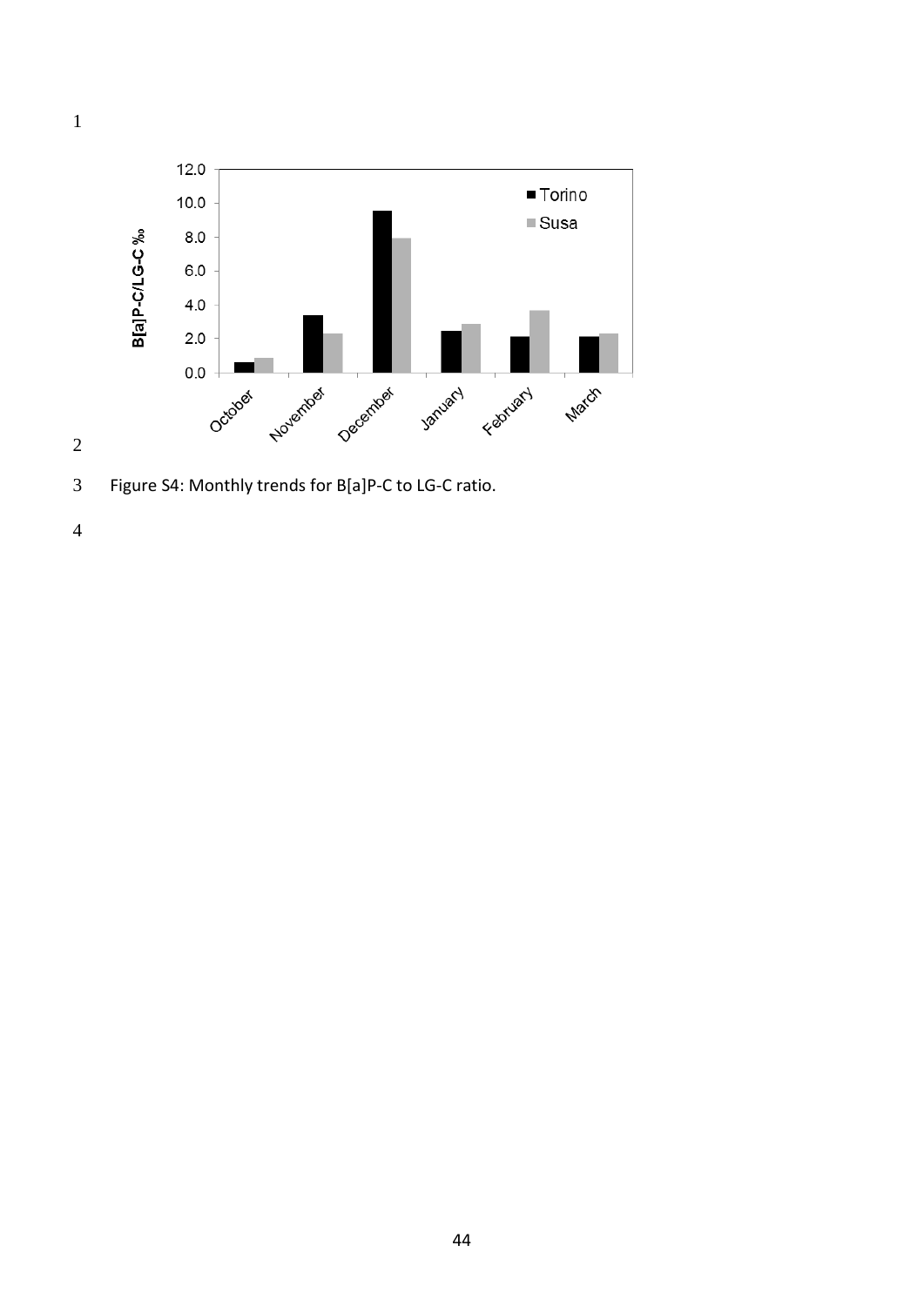Figure S4: Monthly trends for B[a]P-C to LG-C ratio.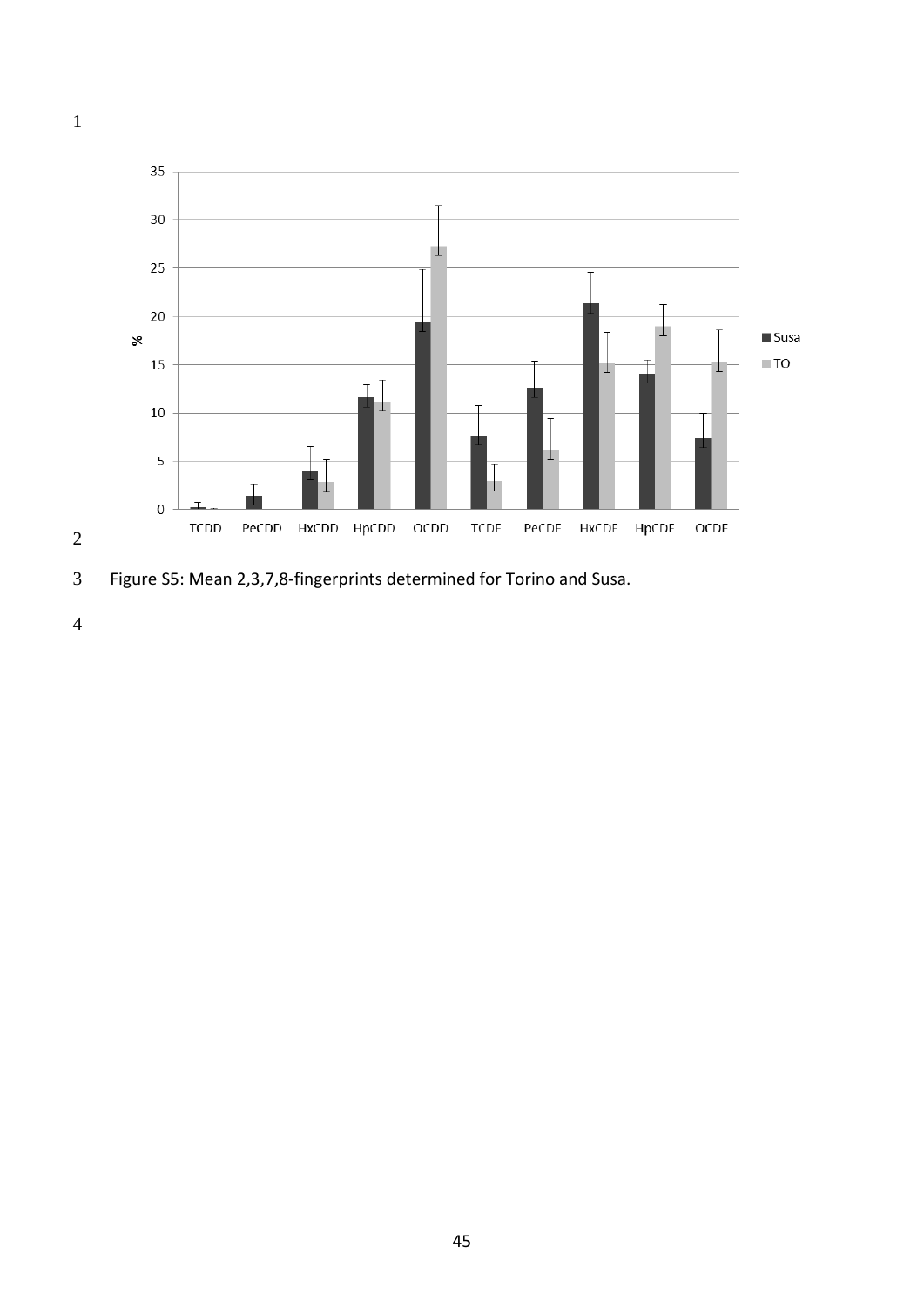35
30
25
20
%
15
10
5
0

TCDD PeCDD HxCDD HpCDD OCDD TCDF PeCDF HxCDF HpCDF OCDF

Susa
TO

Figure S5: Mean 2,3,7,8-fingerprints determined for Torino and Susa.